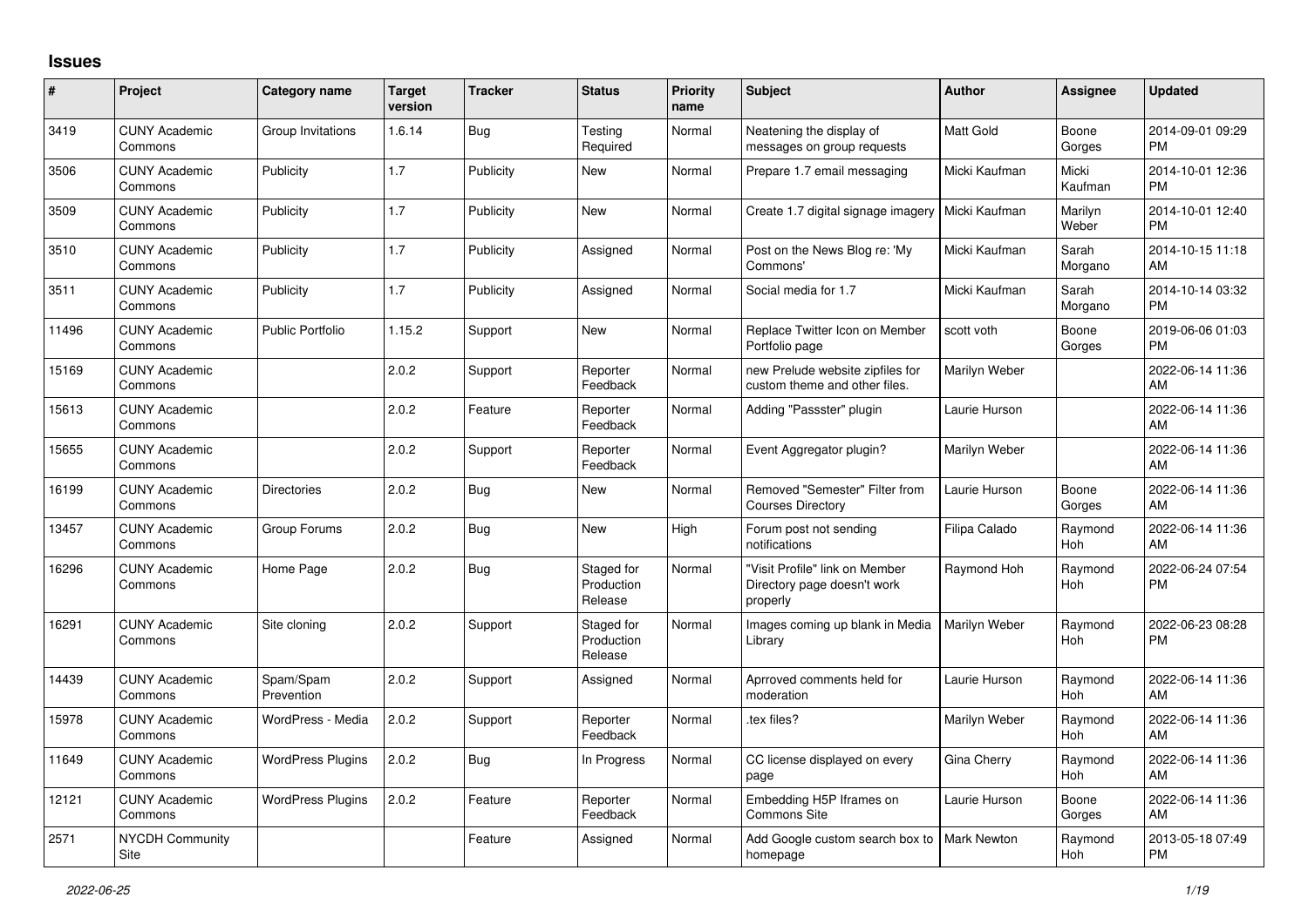## Issues

| # | Project | Category name | Target version | Tracker | Status | Priority name | Subject | Author | Assignee | Updated |
|---|---|---|---|---|---|---|---|---|---|---|
| 3419 | CUNY Academic Commons | Group Invitations | 1.6.14 | Bug | Testing Required | Normal | Neatening the display of messages on group requests | Matt Gold | Boone Gorges | 2014-09-01 09:29 PM |
| 3506 | CUNY Academic Commons | Publicity | 1.7 | Publicity | New | Normal | Prepare 1.7 email messaging | Micki Kaufman | Micki Kaufman | 2014-10-01 12:36 PM |
| 3509 | CUNY Academic Commons | Publicity | 1.7 | Publicity | New | Normal | Create 1.7 digital signage imagery | Micki Kaufman | Marilyn Weber | 2014-10-01 12:40 PM |
| 3510 | CUNY Academic Commons | Publicity | 1.7 | Publicity | Assigned | Normal | Post on the News Blog re: 'My Commons' | Micki Kaufman | Sarah Morgano | 2014-10-15 11:18 AM |
| 3511 | CUNY Academic Commons | Publicity | 1.7 | Publicity | Assigned | Normal | Social media for 1.7 | Micki Kaufman | Sarah Morgano | 2014-10-14 03:32 PM |
| 11496 | CUNY Academic Commons | Public Portfolio | 1.15.2 | Support | New | Normal | Replace Twitter Icon on Member Portfolio page | scott voth | Boone Gorges | 2019-06-06 01:03 PM |
| 15169 | CUNY Academic Commons | | 2.0.2 | Support | Reporter Feedback | Normal | new Prelude website zipfiles for custom theme and other files. | Marilyn Weber | | 2022-06-14 11:36 AM |
| 15613 | CUNY Academic Commons | | 2.0.2 | Feature | Reporter Feedback | Normal | Adding "Passster" plugin | Laurie Hurson | | 2022-06-14 11:36 AM |
| 15655 | CUNY Academic Commons | | 2.0.2 | Support | Reporter Feedback | Normal | Event Aggregator plugin? | Marilyn Weber | | 2022-06-14 11:36 AM |
| 16199 | CUNY Academic Commons | Directories | 2.0.2 | Bug | New | Normal | Removed "Semester" Filter from Courses Directory | Laurie Hurson | Boone Gorges | 2022-06-14 11:36 AM |
| 13457 | CUNY Academic Commons | Group Forums | 2.0.2 | Bug | New | High | Forum post not sending notifications | Filipa Calado | Raymond Hoh | 2022-06-14 11:36 AM |
| 16296 | CUNY Academic Commons | Home Page | 2.0.2 | Bug | Staged for Production Release | Normal | "Visit Profile" link on Member Directory page doesn't work properly | Raymond Hoh | Raymond Hoh | 2022-06-24 07:54 PM |
| 16291 | CUNY Academic Commons | Site cloning | 2.0.2 | Support | Staged for Production Release | Normal | Images coming up blank in Media Library | Marilyn Weber | Raymond Hoh | 2022-06-23 08:28 PM |
| 14439 | CUNY Academic Commons | Spam/Spam Prevention | 2.0.2 | Support | Assigned | Normal | Aprroved comments held for moderation | Laurie Hurson | Raymond Hoh | 2022-06-14 11:36 AM |
| 15978 | CUNY Academic Commons | WordPress - Media | 2.0.2 | Support | Reporter Feedback | Normal | .tex files? | Marilyn Weber | Raymond Hoh | 2022-06-14 11:36 AM |
| 11649 | CUNY Academic Commons | WordPress Plugins | 2.0.2 | Bug | In Progress | Normal | CC license displayed on every page | Gina Cherry | Raymond Hoh | 2022-06-14 11:36 AM |
| 12121 | CUNY Academic Commons | WordPress Plugins | 2.0.2 | Feature | Reporter Feedback | Normal | Embedding H5P Iframes on Commons Site | Laurie Hurson | Boone Gorges | 2022-06-14 11:36 AM |
| 2571 | NYCDH Community Site | | | Feature | Assigned | Normal | Add Google custom search box to homepage | Mark Newton | Raymond Hoh | 2013-05-18 07:49 PM |

2022-06-25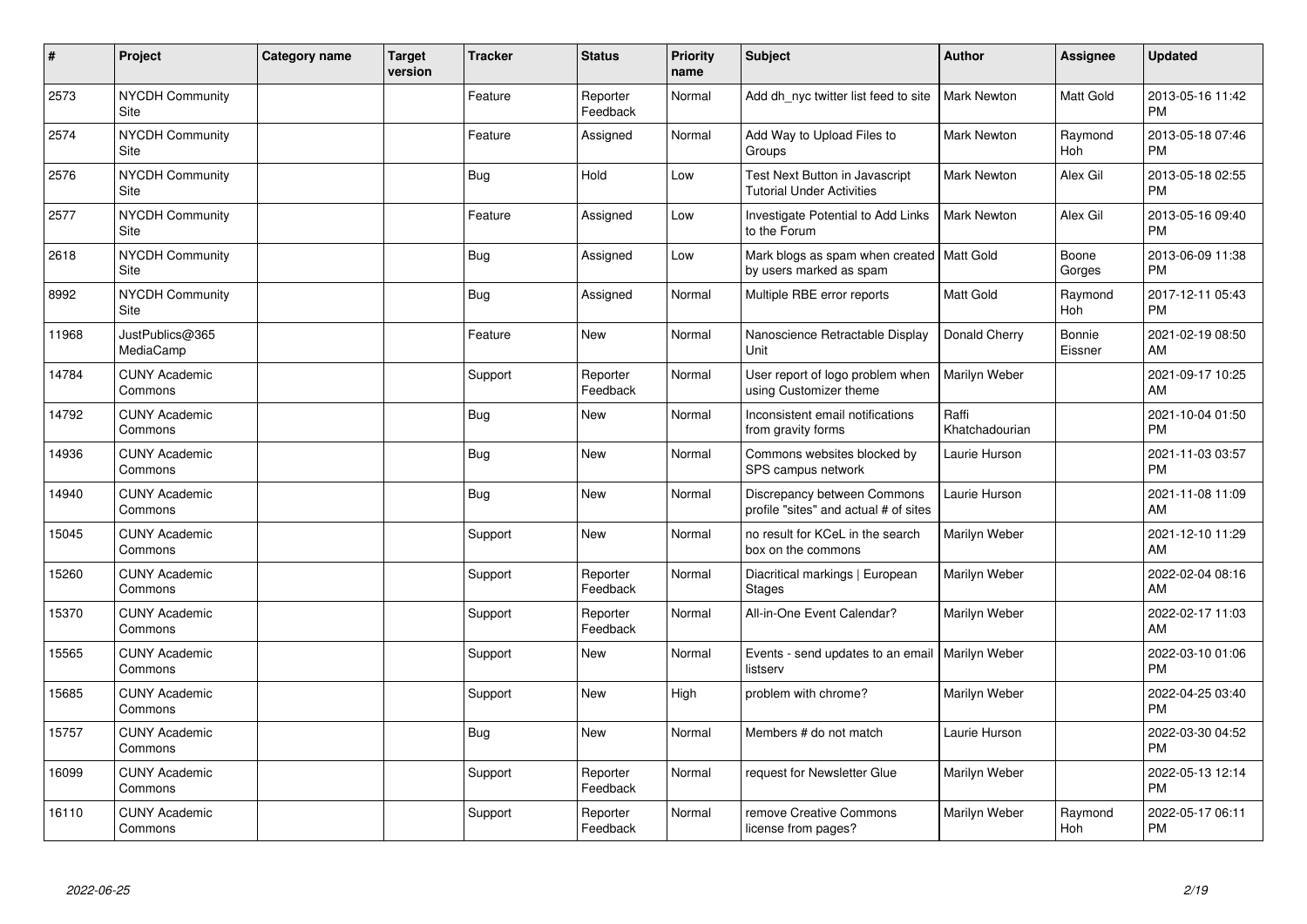| # | Project | Category name | Target version | Tracker | Status | Priority name | Subject | Author | Assignee | Updated |
|---|---|---|---|---|---|---|---|---|---|---|
| 2573 | NYCDH Community Site | | | Feature | Reporter Feedback | Normal | Add dh_nyc twitter list feed to site | Mark Newton | Matt Gold | 2013-05-16 11:42 PM |
| 2574 | NYCDH Community Site | | | Feature | Assigned | Normal | Add Way to Upload Files to Groups | Mark Newton | Raymond Hoh | 2013-05-18 07:46 PM |
| 2576 | NYCDH Community Site | | | Bug | Hold | Low | Test Next Button in Javascript Tutorial Under Activities | Mark Newton | Alex Gil | 2013-05-18 02:55 PM |
| 2577 | NYCDH Community Site | | | Feature | Assigned | Low | Investigate Potential to Add Links to the Forum | Mark Newton | Alex Gil | 2013-05-16 09:40 PM |
| 2618 | NYCDH Community Site | | | Bug | Assigned | Low | Mark blogs as spam when created by users marked as spam | Matt Gold | Boone Gorges | 2013-06-09 11:38 PM |
| 8992 | NYCDH Community Site | | | Bug | Assigned | Normal | Multiple RBE error reports | Matt Gold | Raymond Hoh | 2017-12-11 05:43 PM |
| 11968 | JustPublics@365 MediaCamp | | | Feature | New | Normal | Nanoscience Retractable Display Unit | Donald Cherry | Bonnie Eissner | 2021-02-19 08:50 AM |
| 14784 | CUNY Academic Commons | | | Support | Reporter Feedback | Normal | User report of logo problem when using Customizer theme | Marilyn Weber | | 2021-09-17 10:25 AM |
| 14792 | CUNY Academic Commons | | | Bug | New | Normal | Inconsistent email notifications from gravity forms | Raffi Khatchadourian | | 2021-10-04 01:50 PM |
| 14936 | CUNY Academic Commons | | | Bug | New | Normal | Commons websites blocked by SPS campus network | Laurie Hurson | | 2021-11-03 03:57 PM |
| 14940 | CUNY Academic Commons | | | Bug | New | Normal | Discrepancy between Commons profile "sites" and actual # of sites | Laurie Hurson | | 2021-11-08 11:09 AM |
| 15045 | CUNY Academic Commons | | | Support | New | Normal | no result for KCeL in the search box on the commons | Marilyn Weber | | 2021-12-10 11:29 AM |
| 15260 | CUNY Academic Commons | | | Support | Reporter Feedback | Normal | Diacritical markings \| European Stages | Marilyn Weber | | 2022-02-04 08:16 AM |
| 15370 | CUNY Academic Commons | | | Support | Reporter Feedback | Normal | All-in-One Event Calendar? | Marilyn Weber | | 2022-02-17 11:03 AM |
| 15565 | CUNY Academic Commons | | | Support | New | Normal | Events - send updates to an email listserv | Marilyn Weber | | 2022-03-10 01:06 PM |
| 15685 | CUNY Academic Commons | | | Support | New | High | problem with chrome? | Marilyn Weber | | 2022-04-25 03:40 PM |
| 15757 | CUNY Academic Commons | | | Bug | New | Normal | Members # do not match | Laurie Hurson | | 2022-03-30 04:52 PM |
| 16099 | CUNY Academic Commons | | | Support | Reporter Feedback | Normal | request for Newsletter Glue | Marilyn Weber | | 2022-05-13 12:14 PM |
| 16110 | CUNY Academic Commons | | | Support | Reporter Feedback | Normal | remove Creative Commons license from pages? | Marilyn Weber | Raymond Hoh | 2022-05-17 06:11 PM |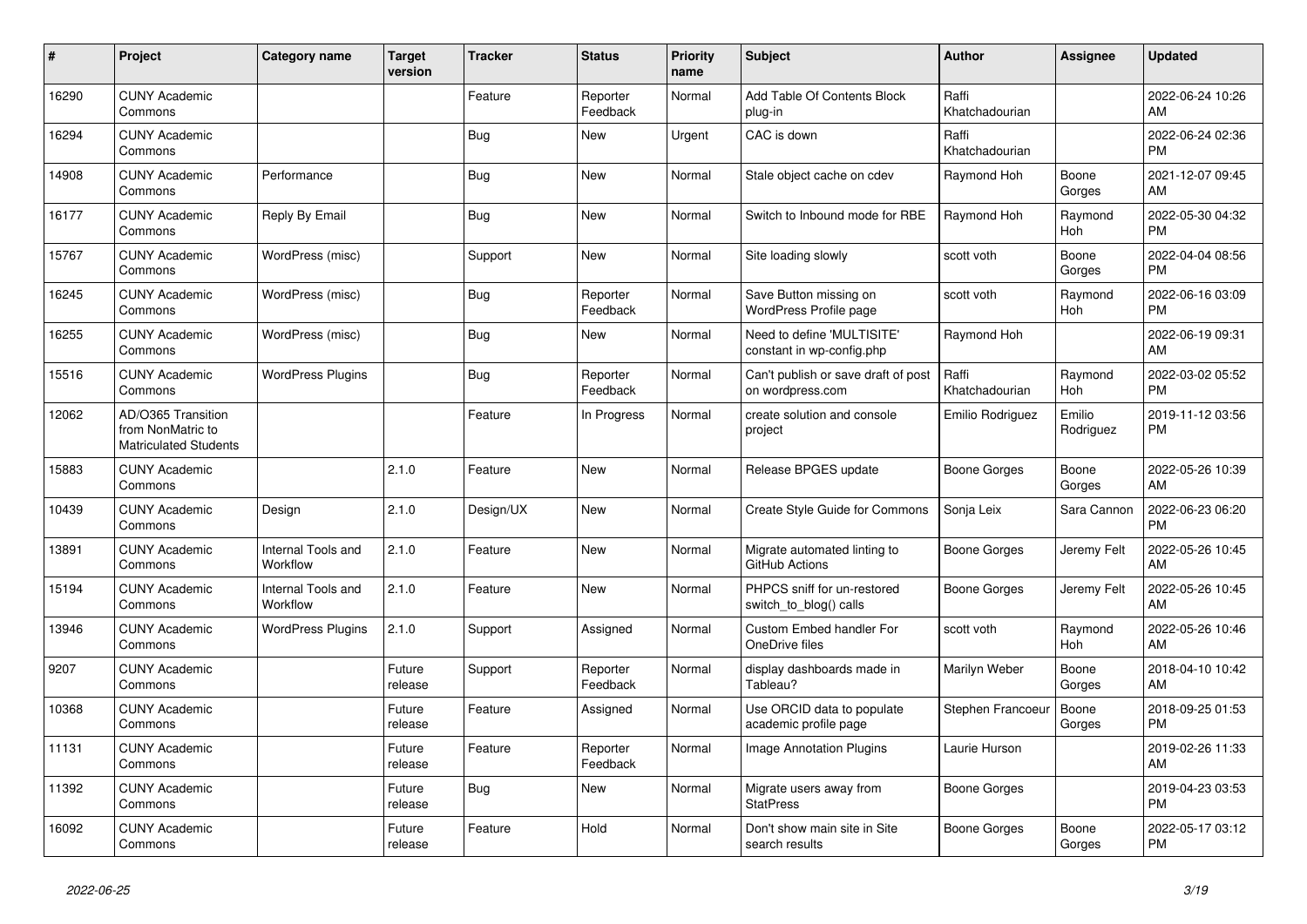| # | Project | Category name | Target version | Tracker | Status | Priority name | Subject | Author | Assignee | Updated |
|---|---|---|---|---|---|---|---|---|---|---|
| 16290 | CUNY Academic Commons | | | Feature | Reporter Feedback | Normal | Add Table Of Contents Block plug-in | Raffi Khatchadourian | | 2022-06-24 10:26 AM |
| 16294 | CUNY Academic Commons | | | Bug | New | Urgent | CAC is down | Raffi Khatchadourian | | 2022-06-24 02:36 PM |
| 14908 | CUNY Academic Commons | Performance | | Bug | New | Normal | Stale object cache on cdev | Raymond Hoh | Boone Gorges | 2021-12-07 09:45 AM |
| 16177 | CUNY Academic Commons | Reply By Email | | Bug | New | Normal | Switch to Inbound mode for RBE | Raymond Hoh | Raymond Hoh | 2022-05-30 04:32 PM |
| 15767 | CUNY Academic Commons | WordPress (misc) | | Support | New | Normal | Site loading slowly | scott voth | Boone Gorges | 2022-04-04 08:56 PM |
| 16245 | CUNY Academic Commons | WordPress (misc) | | Bug | Reporter Feedback | Normal | Save Button missing on WordPress Profile page | scott voth | Raymond Hoh | 2022-06-16 03:09 PM |
| 16255 | CUNY Academic Commons | WordPress (misc) | | Bug | New | Normal | Need to define 'MULTISITE' constant in wp-config.php | Raymond Hoh | | 2022-06-19 09:31 AM |
| 15516 | CUNY Academic Commons | WordPress Plugins | | Bug | Reporter Feedback | Normal | Can't publish or save draft of post on wordpress.com | Raffi Khatchadourian | Raymond Hoh | 2022-03-02 05:52 PM |
| 12062 | AD/O365 Transition from NonMatric to Matriculated Students | | | Feature | In Progress | Normal | create solution and console project | Emilio Rodriguez | Emilio Rodriguez | 2019-11-12 03:56 PM |
| 15883 | CUNY Academic Commons | | 2.1.0 | Feature | New | Normal | Release BPGES update | Boone Gorges | Boone Gorges | 2022-05-26 10:39 AM |
| 10439 | CUNY Academic Commons | Design | 2.1.0 | Design/UX | New | Normal | Create Style Guide for Commons | Sonja Leix | Sara Cannon | 2022-06-23 06:20 PM |
| 13891 | CUNY Academic Commons | Internal Tools and Workflow | 2.1.0 | Feature | New | Normal | Migrate automated linting to GitHub Actions | Boone Gorges | Jeremy Felt | 2022-05-26 10:45 AM |
| 15194 | CUNY Academic Commons | Internal Tools and Workflow | 2.1.0 | Feature | New | Normal | PHPCS sniff for un-restored switch_to_blog() calls | Boone Gorges | Jeremy Felt | 2022-05-26 10:45 AM |
| 13946 | CUNY Academic Commons | WordPress Plugins | 2.1.0 | Support | Assigned | Normal | Custom Embed handler For OneDrive files | scott voth | Raymond Hoh | 2022-05-26 10:46 AM |
| 9207 | CUNY Academic Commons | | Future release | Support | Reporter Feedback | Normal | display dashboards made in Tableau? | Marilyn Weber | Boone Gorges | 2018-04-10 10:42 AM |
| 10368 | CUNY Academic Commons | | Future release | Feature | Assigned | Normal | Use ORCID data to populate academic profile page | Stephen Francoeur | Boone Gorges | 2018-09-25 01:53 PM |
| 11131 | CUNY Academic Commons | | Future release | Feature | Reporter Feedback | Normal | Image Annotation Plugins | Laurie Hurson | | 2019-02-26 11:33 AM |
| 11392 | CUNY Academic Commons | | Future release | Bug | New | Normal | Migrate users away from StatPress | Boone Gorges | | 2019-04-23 03:53 PM |
| 16092 | CUNY Academic Commons | | Future release | Feature | Hold | Normal | Don't show main site in Site search results | Boone Gorges | Boone Gorges | 2022-05-17 03:12 PM |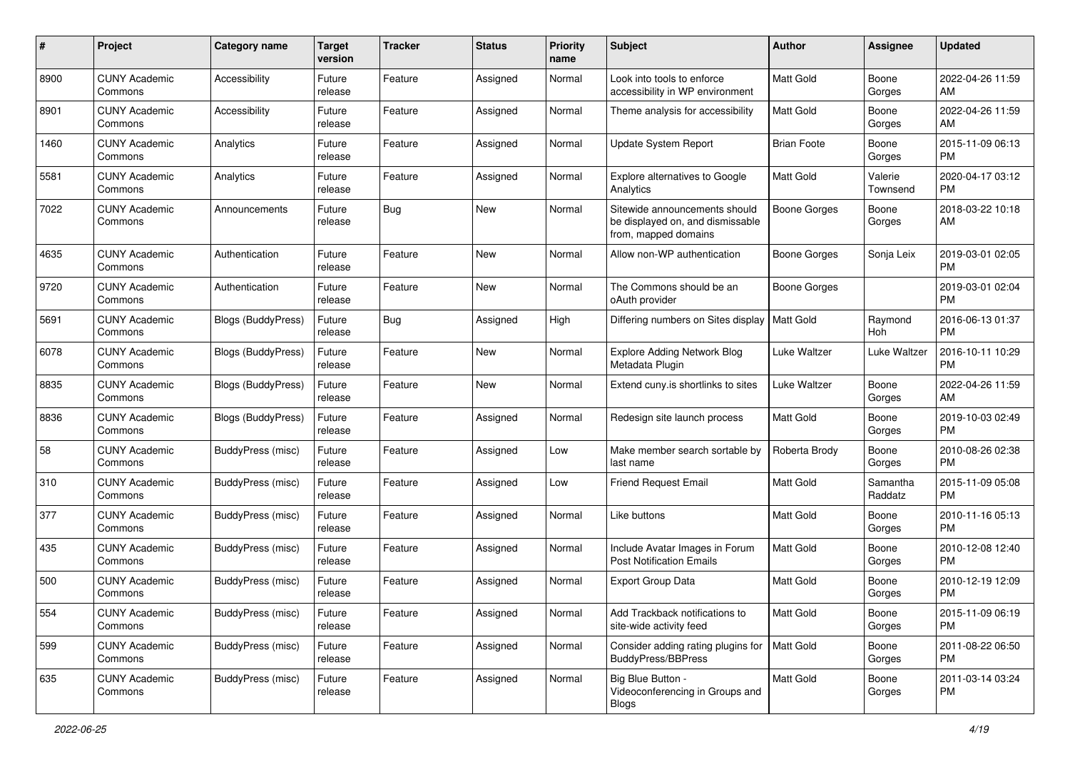| # | Project | Category name | Target version | Tracker | Status | Priority name | Subject | Author | Assignee | Updated |
|---|---|---|---|---|---|---|---|---|---|---|
| 8900 | CUNY Academic Commons | Accessibility | Future release | Feature | Assigned | Normal | Look into tools to enforce accessibility in WP environment | Matt Gold | Boone Gorges | 2022-04-26 11:59 AM |
| 8901 | CUNY Academic Commons | Accessibility | Future release | Feature | Assigned | Normal | Theme analysis for accessibility | Matt Gold | Boone Gorges | 2022-04-26 11:59 AM |
| 1460 | CUNY Academic Commons | Analytics | Future release | Feature | Assigned | Normal | Update System Report | Brian Foote | Boone Gorges | 2015-11-09 06:13 PM |
| 5581 | CUNY Academic Commons | Analytics | Future release | Feature | Assigned | Normal | Explore alternatives to Google Analytics | Matt Gold | Valerie Townsend | 2020-04-17 03:12 PM |
| 7022 | CUNY Academic Commons | Announcements | Future release | Bug | New | Normal | Sitewide announcements should be displayed on, and dismissable from, mapped domains | Boone Gorges | Boone Gorges | 2018-03-22 10:18 AM |
| 4635 | CUNY Academic Commons | Authentication | Future release | Feature | New | Normal | Allow non-WP authentication | Boone Gorges | Sonja Leix | 2019-03-01 02:05 PM |
| 9720 | CUNY Academic Commons | Authentication | Future release | Feature | New | Normal | The Commons should be an oAuth provider | Boone Gorges | | 2019-03-01 02:04 PM |
| 5691 | CUNY Academic Commons | Blogs (BuddyPress) | Future release | Bug | Assigned | High | Differing numbers on Sites display | Matt Gold | Raymond Hoh | 2016-06-13 01:37 PM |
| 6078 | CUNY Academic Commons | Blogs (BuddyPress) | Future release | Feature | New | Normal | Explore Adding Network Blog Metadata Plugin | Luke Waltzer | Luke Waltzer | 2016-10-11 10:29 PM |
| 8835 | CUNY Academic Commons | Blogs (BuddyPress) | Future release | Feature | New | Normal | Extend cuny.is shortlinks to sites | Luke Waltzer | Boone Gorges | 2022-04-26 11:59 AM |
| 8836 | CUNY Academic Commons | Blogs (BuddyPress) | Future release | Feature | Assigned | Normal | Redesign site launch process | Matt Gold | Boone Gorges | 2019-10-03 02:49 PM |
| 58 | CUNY Academic Commons | BuddyPress (misc) | Future release | Feature | Assigned | Low | Make member search sortable by last name | Roberta Brody | Boone Gorges | 2010-08-26 02:38 PM |
| 310 | CUNY Academic Commons | BuddyPress (misc) | Future release | Feature | Assigned | Low | Friend Request Email | Matt Gold | Samantha Raddatz | 2015-11-09 05:08 PM |
| 377 | CUNY Academic Commons | BuddyPress (misc) | Future release | Feature | Assigned | Normal | Like buttons | Matt Gold | Boone Gorges | 2010-11-16 05:13 PM |
| 435 | CUNY Academic Commons | BuddyPress (misc) | Future release | Feature | Assigned | Normal | Include Avatar Images in Forum Post Notification Emails | Matt Gold | Boone Gorges | 2010-12-08 12:40 PM |
| 500 | CUNY Academic Commons | BuddyPress (misc) | Future release | Feature | Assigned | Normal | Export Group Data | Matt Gold | Boone Gorges | 2010-12-19 12:09 PM |
| 554 | CUNY Academic Commons | BuddyPress (misc) | Future release | Feature | Assigned | Normal | Add Trackback notifications to site-wide activity feed | Matt Gold | Boone Gorges | 2015-11-09 06:19 PM |
| 599 | CUNY Academic Commons | BuddyPress (misc) | Future release | Feature | Assigned | Normal | Consider adding rating plugins for BuddyPress/BBPress | Matt Gold | Boone Gorges | 2011-08-22 06:50 PM |
| 635 | CUNY Academic Commons | BuddyPress (misc) | Future release | Feature | Assigned | Normal | Big Blue Button - Videoconferencing in Groups and Blogs | Matt Gold | Boone Gorges | 2011-03-14 03:24 PM |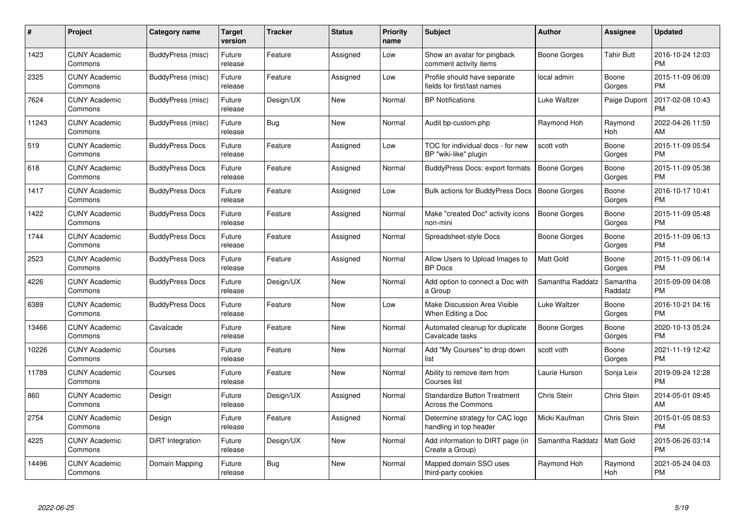| # | Project | Category name | Target version | Tracker | Status | Priority name | Subject | Author | Assignee | Updated |
|---|---|---|---|---|---|---|---|---|---|---|
| 1423 | CUNY Academic Commons | BuddyPress (misc) | Future release | Feature | Assigned | Low | Show an avatar for pingback comment activity items | Boone Gorges | Tahir Butt | 2016-10-24 12:03 PM |
| 2325 | CUNY Academic Commons | BuddyPress (misc) | Future release | Feature | Assigned | Low | Profile should have separate fields for first/last names | local admin | Boone Gorges | 2015-11-09 06:09 PM |
| 7624 | CUNY Academic Commons | BuddyPress (misc) | Future release | Design/UX | New | Normal | BP Notifications | Luke Waltzer | Paige Dupont | 2017-02-08 10:43 PM |
| 11243 | CUNY Academic Commons | BuddyPress (misc) | Future release | Bug | New | Normal | Audit bp-custom.php | Raymond Hoh | Raymond Hoh | 2022-04-26 11:59 AM |
| 519 | CUNY Academic Commons | BuddyPress Docs | Future release | Feature | Assigned | Low | TOC for individual docs - for new BP "wiki-like" plugin | scott voth | Boone Gorges | 2015-11-09 05:54 PM |
| 618 | CUNY Academic Commons | BuddyPress Docs | Future release | Feature | Assigned | Normal | BuddyPress Docs: export formats | Boone Gorges | Boone Gorges | 2015-11-09 05:38 PM |
| 1417 | CUNY Academic Commons | BuddyPress Docs | Future release | Feature | Assigned | Low | Bulk actions for BuddyPress Docs | Boone Gorges | Boone Gorges | 2016-10-17 10:41 PM |
| 1422 | CUNY Academic Commons | BuddyPress Docs | Future release | Feature | Assigned | Normal | Make "created Doc" activity icons non-mini | Boone Gorges | Boone Gorges | 2015-11-09 05:48 PM |
| 1744 | CUNY Academic Commons | BuddyPress Docs | Future release | Feature | Assigned | Normal | Spreadsheet-style Docs | Boone Gorges | Boone Gorges | 2015-11-09 06:13 PM |
| 2523 | CUNY Academic Commons | BuddyPress Docs | Future release | Feature | Assigned | Normal | Allow Users to Upload Images to BP Docs | Matt Gold | Boone Gorges | 2015-11-09 06:14 PM |
| 4226 | CUNY Academic Commons | BuddyPress Docs | Future release | Design/UX | New | Normal | Add option to connect a Doc with a Group | Samantha Raddatz | Samantha Raddatz | 2015-09-09 04:08 PM |
| 6389 | CUNY Academic Commons | BuddyPress Docs | Future release | Feature | New | Low | Make Discussion Area Visible When Editing a Doc | Luke Waltzer | Boone Gorges | 2016-10-21 04:16 PM |
| 13466 | CUNY Academic Commons | Cavalcade | Future release | Feature | New | Normal | Automated cleanup for duplicate Cavalcade tasks | Boone Gorges | Boone Gorges | 2020-10-13 05:24 PM |
| 10226 | CUNY Academic Commons | Courses | Future release | Feature | New | Normal | Add "My Courses" to drop down list | scott voth | Boone Gorges | 2021-11-19 12:42 PM |
| 11789 | CUNY Academic Commons | Courses | Future release | Feature | New | Normal | Ability to remove item from Courses list | Laurie Hurson | Sonja Leix | 2019-09-24 12:28 PM |
| 860 | CUNY Academic Commons | Design | Future release | Design/UX | Assigned | Normal | Standardize Button Treatment Across the Commons | Chris Stein | Chris Stein | 2014-05-01 09:45 AM |
| 2754 | CUNY Academic Commons | Design | Future release | Feature | Assigned | Normal | Determine strategy for CAC logo handling in top header | Micki Kaufman | Chris Stein | 2015-01-05 08:53 PM |
| 4225 | CUNY Academic Commons | DiRT Integration | Future release | Design/UX | New | Normal | Add information to DIRT page (in Create a Group) | Samantha Raddatz | Matt Gold | 2015-06-26 03:14 PM |
| 14496 | CUNY Academic Commons | Domain Mapping | Future release | Bug | New | Normal | Mapped domain SSO uses third-party cookies | Raymond Hoh | Raymond Hoh | 2021-05-24 04:03 PM |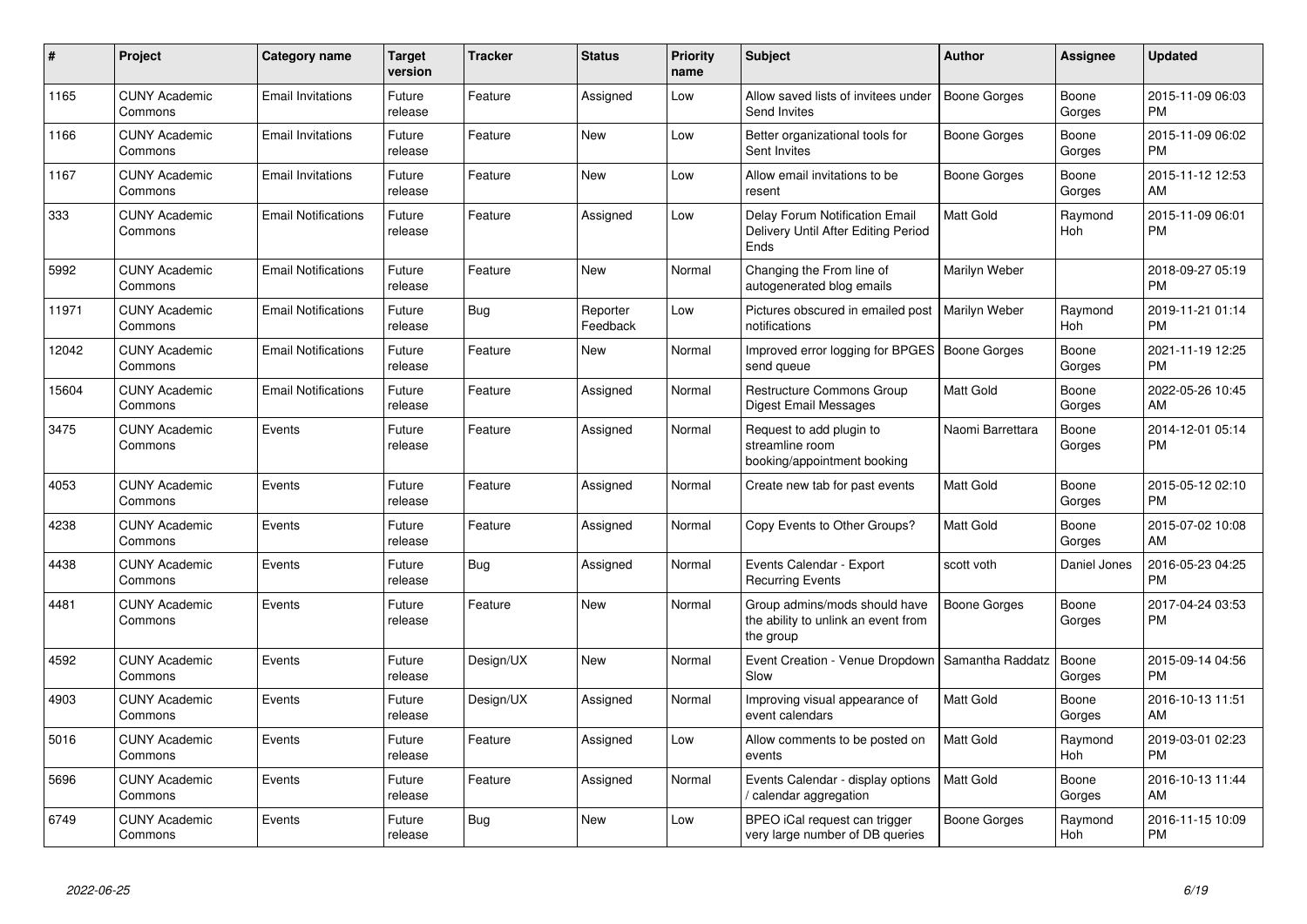| # | Project | Category name | Target version | Tracker | Status | Priority name | Subject | Author | Assignee | Updated |
|---|---|---|---|---|---|---|---|---|---|---|
| 1165 | CUNY Academic Commons | Email Invitations | Future release | Feature | Assigned | Low | Allow saved lists of invitees under Send Invites | Boone Gorges | Boone Gorges | 2015-11-09 06:03 PM |
| 1166 | CUNY Academic Commons | Email Invitations | Future release | Feature | New | Low | Better organizational tools for Sent Invites | Boone Gorges | Boone Gorges | 2015-11-09 06:02 PM |
| 1167 | CUNY Academic Commons | Email Invitations | Future release | Feature | New | Low | Allow email invitations to be resent | Boone Gorges | Boone Gorges | 2015-11-12 12:53 AM |
| 333 | CUNY Academic Commons | Email Notifications | Future release | Feature | Assigned | Low | Delay Forum Notification Email Delivery Until After Editing Period Ends | Matt Gold | Raymond Hoh | 2015-11-09 06:01 PM |
| 5992 | CUNY Academic Commons | Email Notifications | Future release | Feature | New | Normal | Changing the From line of autogenerated blog emails | Marilyn Weber | | 2018-09-27 05:19 PM |
| 11971 | CUNY Academic Commons | Email Notifications | Future release | Bug | Reporter Feedback | Low | Pictures obscured in emailed post notifications | Marilyn Weber | Raymond Hoh | 2019-11-21 01:14 PM |
| 12042 | CUNY Academic Commons | Email Notifications | Future release | Feature | New | Normal | Improved error logging for BPGES send queue | Boone Gorges | Boone Gorges | 2021-11-19 12:25 PM |
| 15604 | CUNY Academic Commons | Email Notifications | Future release | Feature | Assigned | Normal | Restructure Commons Group Digest Email Messages | Matt Gold | Boone Gorges | 2022-05-26 10:45 AM |
| 3475 | CUNY Academic Commons | Events | Future release | Feature | Assigned | Normal | Request to add plugin to streamline room booking/appointment booking | Naomi Barrettara | Boone Gorges | 2014-12-01 05:14 PM |
| 4053 | CUNY Academic Commons | Events | Future release | Feature | Assigned | Normal | Create new tab for past events | Matt Gold | Boone Gorges | 2015-05-12 02:10 PM |
| 4238 | CUNY Academic Commons | Events | Future release | Feature | Assigned | Normal | Copy Events to Other Groups? | Matt Gold | Boone Gorges | 2015-07-02 10:08 AM |
| 4438 | CUNY Academic Commons | Events | Future release | Bug | Assigned | Normal | Events Calendar - Export Recurring Events | scott voth | Daniel Jones | 2016-05-23 04:25 PM |
| 4481 | CUNY Academic Commons | Events | Future release | Feature | New | Normal | Group admins/mods should have the ability to unlink an event from the group | Boone Gorges | Boone Gorges | 2017-04-24 03:53 PM |
| 4592 | CUNY Academic Commons | Events | Future release | Design/UX | New | Normal | Event Creation - Venue Dropdown Slow | Samantha Raddatz | Boone Gorges | 2015-09-14 04:56 PM |
| 4903 | CUNY Academic Commons | Events | Future release | Design/UX | Assigned | Normal | Improving visual appearance of event calendars | Matt Gold | Boone Gorges | 2016-10-13 11:51 AM |
| 5016 | CUNY Academic Commons | Events | Future release | Feature | Assigned | Low | Allow comments to be posted on events | Matt Gold | Raymond Hoh | 2019-03-01 02:23 PM |
| 5696 | CUNY Academic Commons | Events | Future release | Feature | Assigned | Normal | Events Calendar - display options / calendar aggregation | Matt Gold | Boone Gorges | 2016-10-13 11:44 AM |
| 6749 | CUNY Academic Commons | Events | Future release | Bug | New | Low | BPEO iCal request can trigger very large number of DB queries | Boone Gorges | Raymond Hoh | 2016-11-15 10:09 PM |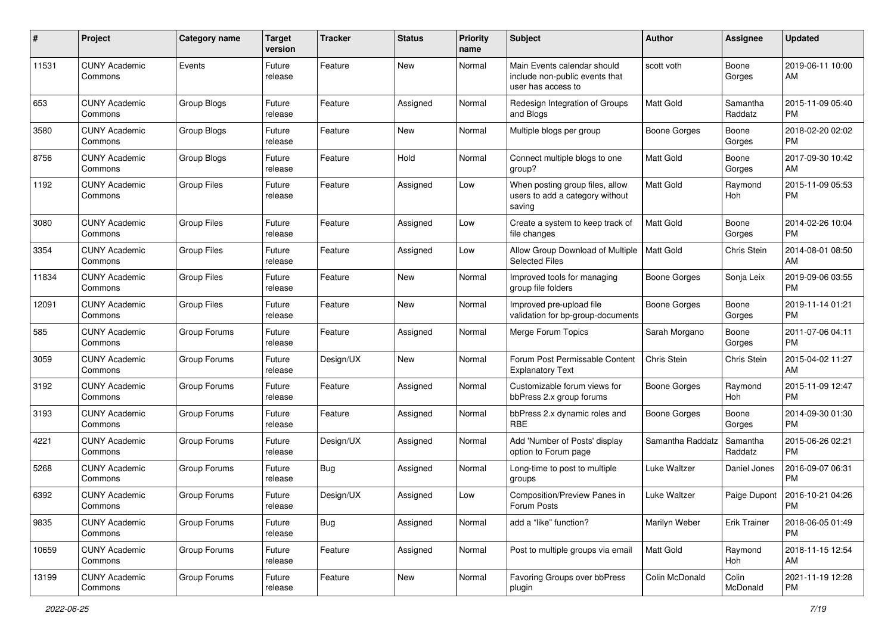| # | Project | Category name | Target version | Tracker | Status | Priority name | Subject | Author | Assignee | Updated |
|---|---|---|---|---|---|---|---|---|---|---|
| 11531 | CUNY Academic Commons | Events | Future release | Feature | New | Normal | Main Events calendar should include non-public events that user has access to | scott voth | Boone Gorges | 2019-06-11 10:00 AM |
| 653 | CUNY Academic Commons | Group Blogs | Future release | Feature | Assigned | Normal | Redesign Integration of Groups and Blogs | Matt Gold | Samantha Raddatz | 2015-11-09 05:40 PM |
| 3580 | CUNY Academic Commons | Group Blogs | Future release | Feature | New | Normal | Multiple blogs per group | Boone Gorges | Boone Gorges | 2018-02-20 02:02 PM |
| 8756 | CUNY Academic Commons | Group Blogs | Future release | Feature | Hold | Normal | Connect multiple blogs to one group? | Matt Gold | Boone Gorges | 2017-09-30 10:42 AM |
| 1192 | CUNY Academic Commons | Group Files | Future release | Feature | Assigned | Low | When posting group files, allow users to add a category without saving | Matt Gold | Raymond Hoh | 2015-11-09 05:53 PM |
| 3080 | CUNY Academic Commons | Group Files | Future release | Feature | Assigned | Low | Create a system to keep track of file changes | Matt Gold | Boone Gorges | 2014-02-26 10:04 PM |
| 3354 | CUNY Academic Commons | Group Files | Future release | Feature | Assigned | Low | Allow Group Download of Multiple Selected Files | Matt Gold | Chris Stein | 2014-08-01 08:50 AM |
| 11834 | CUNY Academic Commons | Group Files | Future release | Feature | New | Normal | Improved tools for managing group file folders | Boone Gorges | Sonja Leix | 2019-09-06 03:55 PM |
| 12091 | CUNY Academic Commons | Group Files | Future release | Feature | New | Normal | Improved pre-upload file validation for bp-group-documents | Boone Gorges | Boone Gorges | 2019-11-14 01:21 PM |
| 585 | CUNY Academic Commons | Group Forums | Future release | Feature | Assigned | Normal | Merge Forum Topics | Sarah Morgano | Boone Gorges | 2011-07-06 04:11 PM |
| 3059 | CUNY Academic Commons | Group Forums | Future release | Design/UX | New | Normal | Forum Post Permissable Content Explanatory Text | Chris Stein | Chris Stein | 2015-04-02 11:27 AM |
| 3192 | CUNY Academic Commons | Group Forums | Future release | Feature | Assigned | Normal | Customizable forum views for bbPress 2.x group forums | Boone Gorges | Raymond Hoh | 2015-11-09 12:47 PM |
| 3193 | CUNY Academic Commons | Group Forums | Future release | Feature | Assigned | Normal | bbPress 2.x dynamic roles and RBE | Boone Gorges | Boone Gorges | 2014-09-30 01:30 PM |
| 4221 | CUNY Academic Commons | Group Forums | Future release | Design/UX | Assigned | Normal | Add 'Number of Posts' display option to Forum page | Samantha Raddatz | Samantha Raddatz | 2015-06-26 02:21 PM |
| 5268 | CUNY Academic Commons | Group Forums | Future release | Bug | Assigned | Normal | Long-time to post to multiple groups | Luke Waltzer | Daniel Jones | 2016-09-07 06:31 PM |
| 6392 | CUNY Academic Commons | Group Forums | Future release | Design/UX | Assigned | Low | Composition/Preview Panes in Forum Posts | Luke Waltzer | Paige Dupont | 2016-10-21 04:26 PM |
| 9835 | CUNY Academic Commons | Group Forums | Future release | Bug | Assigned | Normal | add a "like" function? | Marilyn Weber | Erik Trainer | 2018-06-05 01:49 PM |
| 10659 | CUNY Academic Commons | Group Forums | Future release | Feature | Assigned | Normal | Post to multiple groups via email | Matt Gold | Raymond Hoh | 2018-11-15 12:54 AM |
| 13199 | CUNY Academic Commons | Group Forums | Future release | Feature | New | Normal | Favoring Groups over bbPress plugin | Colin McDonald | Colin McDonald | 2021-11-19 12:28 PM |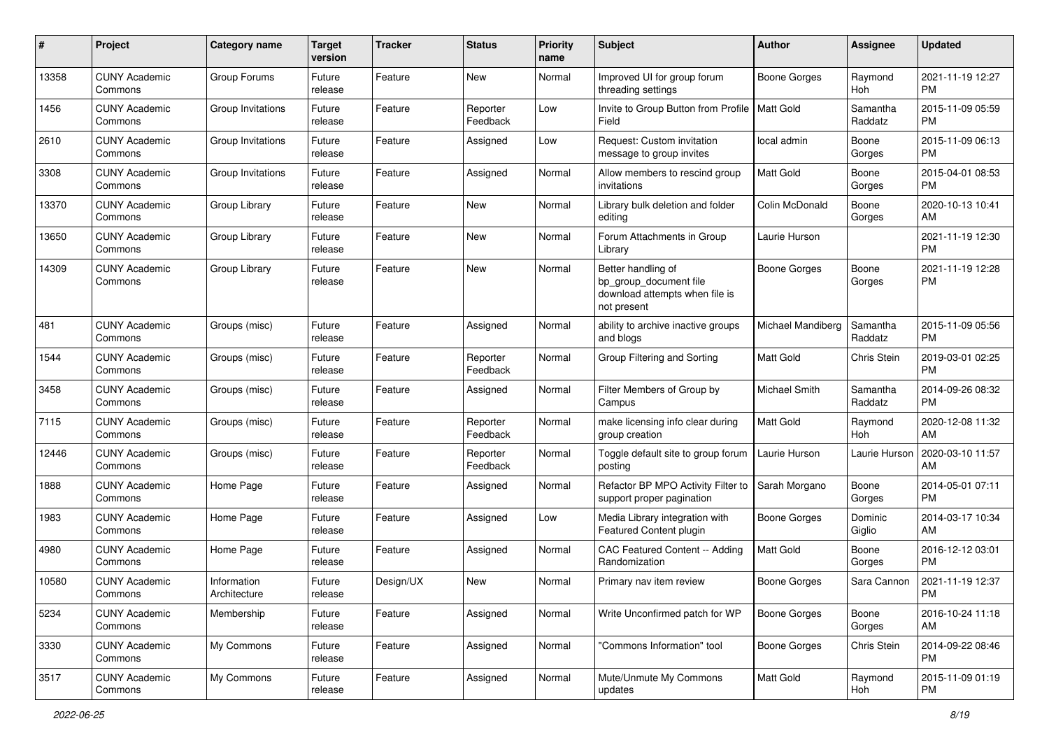| # | Project | Category name | Target version | Tracker | Status | Priority name | Subject | Author | Assignee | Updated |
|---|---|---|---|---|---|---|---|---|---|---|
| 13358 | CUNY Academic Commons | Group Forums | Future release | Feature | New | Normal | Improved UI for group forum threading settings | Boone Gorges | Raymond Hoh | 2021-11-19 12:27 PM |
| 1456 | CUNY Academic Commons | Group Invitations | Future release | Feature | Reporter Feedback | Low | Invite to Group Button from Profile Field | Matt Gold | Samantha Raddatz | 2015-11-09 05:59 PM |
| 2610 | CUNY Academic Commons | Group Invitations | Future release | Feature | Assigned | Low | Request: Custom invitation message to group invites | local admin | Boone Gorges | 2015-11-09 06:13 PM |
| 3308 | CUNY Academic Commons | Group Invitations | Future release | Feature | Assigned | Normal | Allow members to rescind group invitations | Matt Gold | Boone Gorges | 2015-04-01 08:53 PM |
| 13370 | CUNY Academic Commons | Group Library | Future release | Feature | New | Normal | Library bulk deletion and folder editing | Colin McDonald | Boone Gorges | 2020-10-13 10:41 AM |
| 13650 | CUNY Academic Commons | Group Library | Future release | Feature | New | Normal | Forum Attachments in Group Library | Laurie Hurson | | 2021-11-19 12:30 PM |
| 14309 | CUNY Academic Commons | Group Library | Future release | Feature | New | Normal | Better handling of bp_group_document file download attempts when file is not present | Boone Gorges | Boone Gorges | 2021-11-19 12:28 PM |
| 481 | CUNY Academic Commons | Groups (misc) | Future release | Feature | Assigned | Normal | ability to archive inactive groups and blogs | Michael Mandiberg | Samantha Raddatz | 2015-11-09 05:56 PM |
| 1544 | CUNY Academic Commons | Groups (misc) | Future release | Feature | Reporter Feedback | Normal | Group Filtering and Sorting | Matt Gold | Chris Stein | 2019-03-01 02:25 PM |
| 3458 | CUNY Academic Commons | Groups (misc) | Future release | Feature | Assigned | Normal | Filter Members of Group by Campus | Michael Smith | Samantha Raddatz | 2014-09-26 08:32 PM |
| 7115 | CUNY Academic Commons | Groups (misc) | Future release | Feature | Reporter Feedback | Normal | make licensing info clear during group creation | Matt Gold | Raymond Hoh | 2020-12-08 11:32 AM |
| 12446 | CUNY Academic Commons | Groups (misc) | Future release | Feature | Reporter Feedback | Normal | Toggle default site to group forum posting | Laurie Hurson | Laurie Hurson | 2020-03-10 11:57 AM |
| 1888 | CUNY Academic Commons | Home Page | Future release | Feature | Assigned | Normal | Refactor BP MPO Activity Filter to support proper pagination | Sarah Morgano | Boone Gorges | 2014-05-01 07:11 PM |
| 1983 | CUNY Academic Commons | Home Page | Future release | Feature | Assigned | Low | Media Library integration with Featured Content plugin | Boone Gorges | Dominic Giglio | 2014-03-17 10:34 AM |
| 4980 | CUNY Academic Commons | Home Page | Future release | Feature | Assigned | Normal | CAC Featured Content -- Adding Randomization | Matt Gold | Boone Gorges | 2016-12-12 03:01 PM |
| 10580 | CUNY Academic Commons | Information Architecture | Future release | Design/UX | New | Normal | Primary nav item review | Boone Gorges | Sara Cannon | 2021-11-19 12:37 PM |
| 5234 | CUNY Academic Commons | Membership | Future release | Feature | Assigned | Normal | Write Unconfirmed patch for WP | Boone Gorges | Boone Gorges | 2016-10-24 11:18 AM |
| 3330 | CUNY Academic Commons | My Commons | Future release | Feature | Assigned | Normal | "Commons Information" tool | Boone Gorges | Chris Stein | 2014-09-22 08:46 PM |
| 3517 | CUNY Academic Commons | My Commons | Future release | Feature | Assigned | Normal | Mute/Unmute My Commons updates | Matt Gold | Raymond Hoh | 2015-11-09 01:19 PM |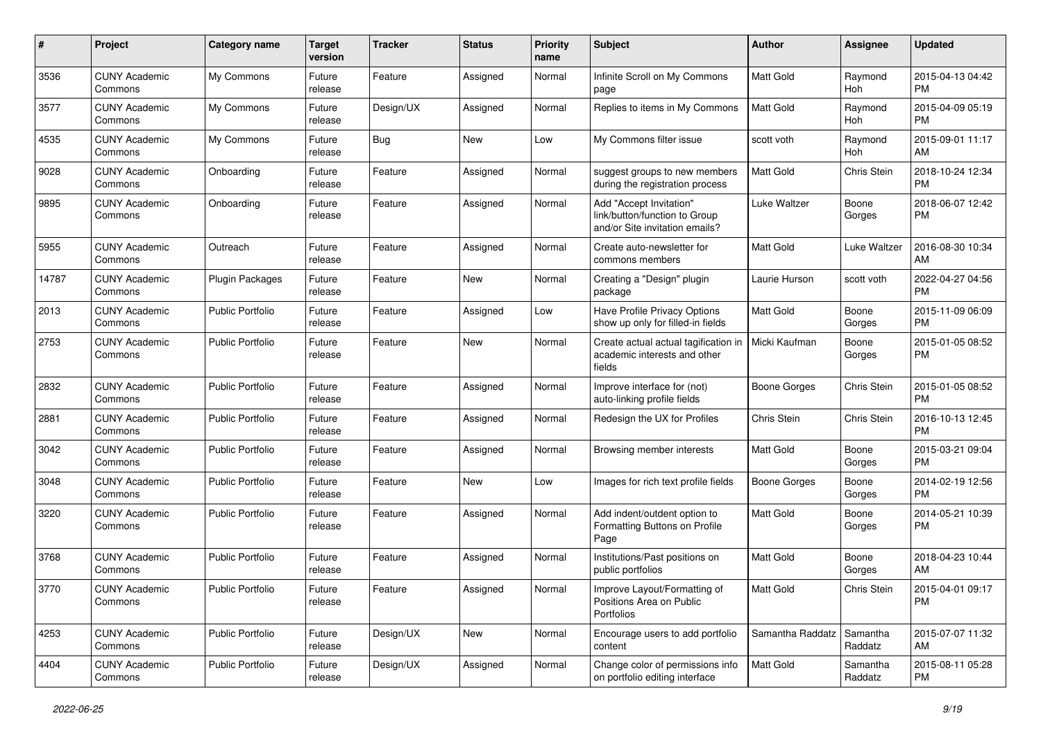| # | Project | Category name | Target version | Tracker | Status | Priority name | Subject | Author | Assignee | Updated |
|---|---|---|---|---|---|---|---|---|---|---|
| 3536 | CUNY Academic Commons | My Commons | Future release | Feature | Assigned | Normal | Infinite Scroll on My Commons page | Matt Gold | Raymond Hoh | 2015-04-13 04:42 PM |
| 3577 | CUNY Academic Commons | My Commons | Future release | Design/UX | Assigned | Normal | Replies to items in My Commons | Matt Gold | Raymond Hoh | 2015-04-09 05:19 PM |
| 4535 | CUNY Academic Commons | My Commons | Future release | Bug | New | Low | My Commons filter issue | scott voth | Raymond Hoh | 2015-09-01 11:17 AM |
| 9028 | CUNY Academic Commons | Onboarding | Future release | Feature | Assigned | Normal | suggest groups to new members during the registration process | Matt Gold | Chris Stein | 2018-10-24 12:34 PM |
| 9895 | CUNY Academic Commons | Onboarding | Future release | Feature | Assigned | Normal | Add "Accept Invitation" link/button/function to Group and/or Site invitation emails? | Luke Waltzer | Boone Gorges | 2018-06-07 12:42 PM |
| 5955 | CUNY Academic Commons | Outreach | Future release | Feature | Assigned | Normal | Create auto-newsletter for commons members | Matt Gold | Luke Waltzer | 2016-08-30 10:34 AM |
| 14787 | CUNY Academic Commons | Plugin Packages | Future release | Feature | New | Normal | Creating a "Design" plugin package | Laurie Hurson | scott voth | 2022-04-27 04:56 PM |
| 2013 | CUNY Academic Commons | Public Portfolio | Future release | Feature | Assigned | Low | Have Profile Privacy Options show up only for filled-in fields | Matt Gold | Boone Gorges | 2015-11-09 06:09 PM |
| 2753 | CUNY Academic Commons | Public Portfolio | Future release | Feature | New | Normal | Create actual actual tagification in academic interests and other fields | Micki Kaufman | Boone Gorges | 2015-01-05 08:52 PM |
| 2832 | CUNY Academic Commons | Public Portfolio | Future release | Feature | Assigned | Normal | Improve interface for (not) auto-linking profile fields | Boone Gorges | Chris Stein | 2015-01-05 08:52 PM |
| 2881 | CUNY Academic Commons | Public Portfolio | Future release | Feature | Assigned | Normal | Redesign the UX for Profiles | Chris Stein | Chris Stein | 2016-10-13 12:45 PM |
| 3042 | CUNY Academic Commons | Public Portfolio | Future release | Feature | Assigned | Normal | Browsing member interests | Matt Gold | Boone Gorges | 2015-03-21 09:04 PM |
| 3048 | CUNY Academic Commons | Public Portfolio | Future release | Feature | New | Low | Images for rich text profile fields | Boone Gorges | Boone Gorges | 2014-02-19 12:56 PM |
| 3220 | CUNY Academic Commons | Public Portfolio | Future release | Feature | Assigned | Normal | Add indent/outdent option to Formatting Buttons on Profile Page | Matt Gold | Boone Gorges | 2014-05-21 10:39 PM |
| 3768 | CUNY Academic Commons | Public Portfolio | Future release | Feature | Assigned | Normal | Institutions/Past positions on public portfolios | Matt Gold | Boone Gorges | 2018-04-23 10:44 AM |
| 3770 | CUNY Academic Commons | Public Portfolio | Future release | Feature | Assigned | Normal | Improve Layout/Formatting of Positions Area on Public Portfolios | Matt Gold | Chris Stein | 2015-04-01 09:17 PM |
| 4253 | CUNY Academic Commons | Public Portfolio | Future release | Design/UX | New | Normal | Encourage users to add portfolio content | Samantha Raddatz | Samantha Raddatz | 2015-07-07 11:32 AM |
| 4404 | CUNY Academic Commons | Public Portfolio | Future release | Design/UX | Assigned | Normal | Change color of permissions info on portfolio editing interface | Matt Gold | Samantha Raddatz | 2015-08-11 05:28 PM |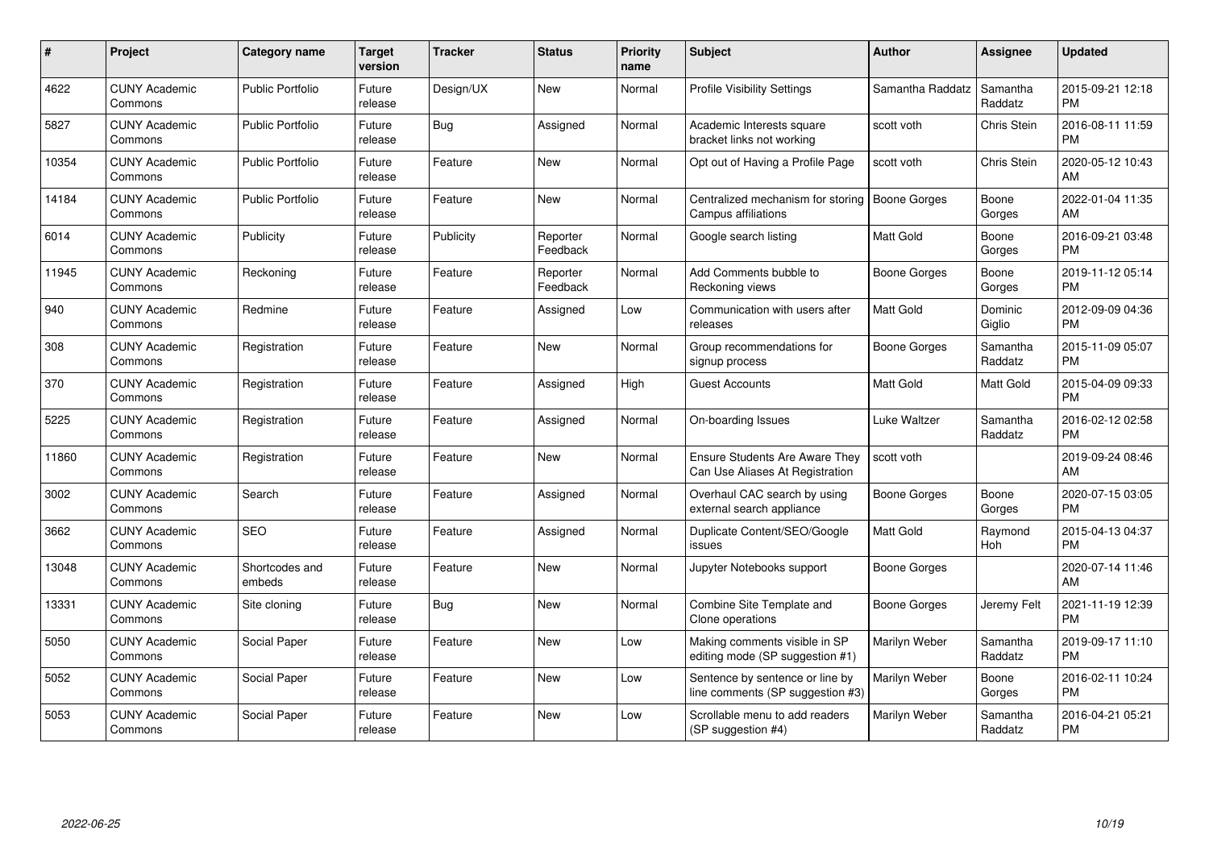| # | Project | Category name | Target version | Tracker | Status | Priority name | Subject | Author | Assignee | Updated |
|---|---|---|---|---|---|---|---|---|---|---|
| 4622 | CUNY Academic Commons | Public Portfolio | Future release | Design/UX | New | Normal | Profile Visibility Settings | Samantha Raddatz | Samantha Raddatz | 2015-09-21 12:18 PM |
| 5827 | CUNY Academic Commons | Public Portfolio | Future release | Bug | Assigned | Normal | Academic Interests square bracket links not working | scott voth | Chris Stein | 2016-08-11 11:59 PM |
| 10354 | CUNY Academic Commons | Public Portfolio | Future release | Feature | New | Normal | Opt out of Having a Profile Page | scott voth | Chris Stein | 2020-05-12 10:43 AM |
| 14184 | CUNY Academic Commons | Public Portfolio | Future release | Feature | New | Normal | Centralized mechanism for storing Campus affiliations | Boone Gorges | Boone Gorges | 2022-01-04 11:35 AM |
| 6014 | CUNY Academic Commons | Publicity | Future release | Publicity | Reporter Feedback | Normal | Google search listing | Matt Gold | Boone Gorges | 2016-09-21 03:48 PM |
| 11945 | CUNY Academic Commons | Reckoning | Future release | Feature | Reporter Feedback | Normal | Add Comments bubble to Reckoning views | Boone Gorges | Boone Gorges | 2019-11-12 05:14 PM |
| 940 | CUNY Academic Commons | Redmine | Future release | Feature | Assigned | Low | Communication with users after releases | Matt Gold | Dominic Giglio | 2012-09-09 04:36 PM |
| 308 | CUNY Academic Commons | Registration | Future release | Feature | New | Normal | Group recommendations for signup process | Boone Gorges | Samantha Raddatz | 2015-11-09 05:07 PM |
| 370 | CUNY Academic Commons | Registration | Future release | Feature | Assigned | High | Guest Accounts | Matt Gold | Matt Gold | 2015-04-09 09:33 PM |
| 5225 | CUNY Academic Commons | Registration | Future release | Feature | Assigned | Normal | On-boarding Issues | Luke Waltzer | Samantha Raddatz | 2016-02-12 02:58 PM |
| 11860 | CUNY Academic Commons | Registration | Future release | Feature | New | Normal | Ensure Students Are Aware They Can Use Aliases At Registration | scott voth | | 2019-09-24 08:46 AM |
| 3002 | CUNY Academic Commons | Search | Future release | Feature | Assigned | Normal | Overhaul CAC search by using external search appliance | Boone Gorges | Boone Gorges | 2020-07-15 03:05 PM |
| 3662 | CUNY Academic Commons | SEO | Future release | Feature | Assigned | Normal | Duplicate Content/SEO/Google issues | Matt Gold | Raymond Hoh | 2015-04-13 04:37 PM |
| 13048 | CUNY Academic Commons | Shortcodes and embeds | Future release | Feature | New | Normal | Jupyter Notebooks support | Boone Gorges | | 2020-07-14 11:46 AM |
| 13331 | CUNY Academic Commons | Site cloning | Future release | Bug | New | Normal | Combine Site Template and Clone operations | Boone Gorges | Jeremy Felt | 2021-11-19 12:39 PM |
| 5050 | CUNY Academic Commons | Social Paper | Future release | Feature | New | Low | Making comments visible in SP editing mode (SP suggestion #1) | Marilyn Weber | Samantha Raddatz | 2019-09-17 11:10 PM |
| 5052 | CUNY Academic Commons | Social Paper | Future release | Feature | New | Low | Sentence by sentence or line by line comments (SP suggestion #3) | Marilyn Weber | Boone Gorges | 2016-02-11 10:24 PM |
| 5053 | CUNY Academic Commons | Social Paper | Future release | Feature | New | Low | Scrollable menu to add readers (SP suggestion #4) | Marilyn Weber | Samantha Raddatz | 2016-04-21 05:21 PM |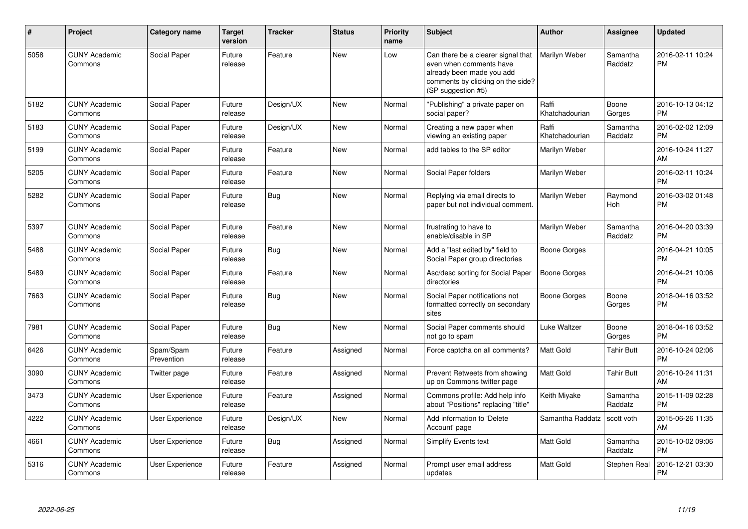| # | Project | Category name | Target version | Tracker | Status | Priority name | Subject | Author | Assignee | Updated |
|---|---|---|---|---|---|---|---|---|---|---|
| 5058 | CUNY Academic Commons | Social Paper | Future release | Feature | New | Low | Can there be a clearer signal that even when comments have already been made you add comments by clicking on the side? (SP suggestion #5) | Marilyn Weber | Samantha Raddatz | 2016-02-11 10:24 PM |
| 5182 | CUNY Academic Commons | Social Paper | Future release | Design/UX | New | Normal | "Publishing" a private paper on social paper? | Raffi Khatchadourian | Boone Gorges | 2016-10-13 04:12 PM |
| 5183 | CUNY Academic Commons | Social Paper | Future release | Design/UX | New | Normal | Creating a new paper when viewing an existing paper | Raffi Khatchadourian | Samantha Raddatz | 2016-02-02 12:09 PM |
| 5199 | CUNY Academic Commons | Social Paper | Future release | Feature | New | Normal | add tables to the SP editor | Marilyn Weber | | 2016-10-24 11:27 AM |
| 5205 | CUNY Academic Commons | Social Paper | Future release | Feature | New | Normal | Social Paper folders | Marilyn Weber | | 2016-02-11 10:24 PM |
| 5282 | CUNY Academic Commons | Social Paper | Future release | Bug | New | Normal | Replying via email directs to paper but not individual comment. | Marilyn Weber | Raymond Hoh | 2016-03-02 01:48 PM |
| 5397 | CUNY Academic Commons | Social Paper | Future release | Feature | New | Normal | frustrating to have to enable/disable in SP | Marilyn Weber | Samantha Raddatz | 2016-04-20 03:39 PM |
| 5488 | CUNY Academic Commons | Social Paper | Future release | Bug | New | Normal | Add a "last edited by" field to Social Paper group directories | Boone Gorges | | 2016-04-21 10:05 PM |
| 5489 | CUNY Academic Commons | Social Paper | Future release | Feature | New | Normal | Asc/desc sorting for Social Paper directories | Boone Gorges | | 2016-04-21 10:06 PM |
| 7663 | CUNY Academic Commons | Social Paper | Future release | Bug | New | Normal | Social Paper notifications not formatted correctly on secondary sites | Boone Gorges | Boone Gorges | 2018-04-16 03:52 PM |
| 7981 | CUNY Academic Commons | Social Paper | Future release | Bug | New | Normal | Social Paper comments should not go to spam | Luke Waltzer | Boone Gorges | 2018-04-16 03:52 PM |
| 6426 | CUNY Academic Commons | Spam/Spam Prevention | Future release | Feature | Assigned | Normal | Force captcha on all comments? | Matt Gold | Tahir Butt | 2016-10-24 02:06 PM |
| 3090 | CUNY Academic Commons | Twitter page | Future release | Feature | Assigned | Normal | Prevent Retweets from showing up on Commons twitter page | Matt Gold | Tahir Butt | 2016-10-24 11:31 AM |
| 3473 | CUNY Academic Commons | User Experience | Future release | Feature | Assigned | Normal | Commons profile: Add help info about "Positions" replacing "title" | Keith Miyake | Samantha Raddatz | 2015-11-09 02:28 PM |
| 4222 | CUNY Academic Commons | User Experience | Future release | Design/UX | New | Normal | Add information to 'Delete Account' page | Samantha Raddatz | scott voth | 2015-06-26 11:35 AM |
| 4661 | CUNY Academic Commons | User Experience | Future release | Bug | Assigned | Normal | Simplify Events text | Matt Gold | Samantha Raddatz | 2015-10-02 09:06 PM |
| 5316 | CUNY Academic Commons | User Experience | Future release | Feature | Assigned | Normal | Prompt user email address updates | Matt Gold | Stephen Real | 2016-12-21 03:30 PM |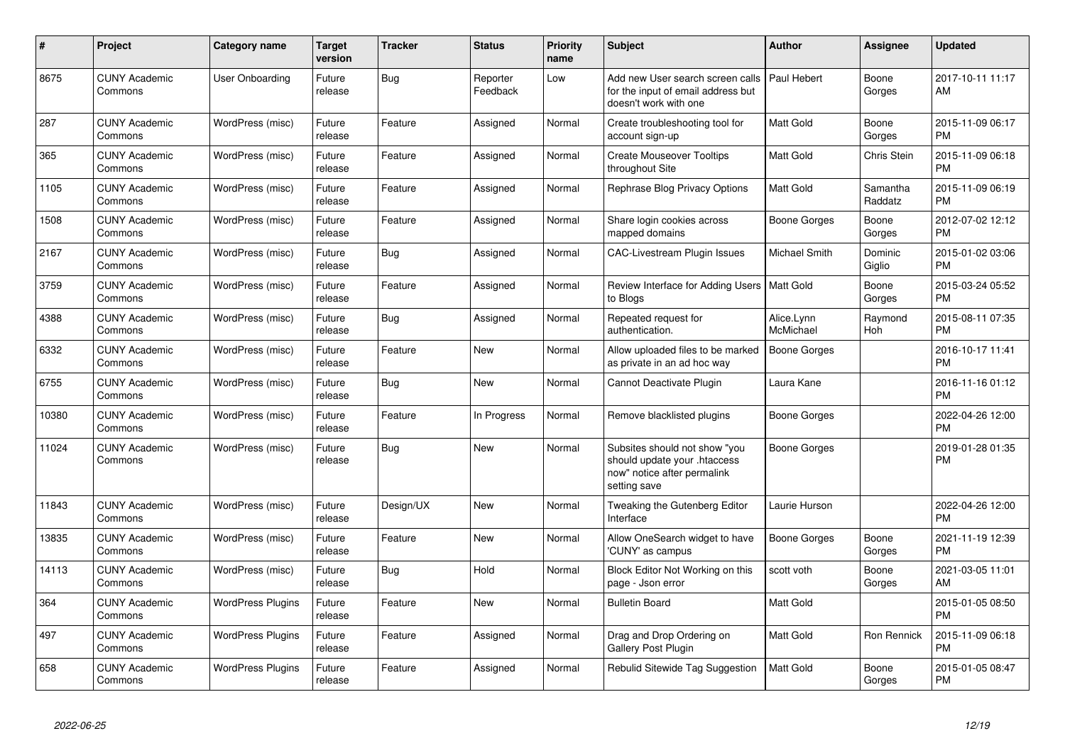| # | Project | Category name | Target version | Tracker | Status | Priority name | Subject | Author | Assignee | Updated |
|---|---|---|---|---|---|---|---|---|---|---|
| 8675 | CUNY Academic Commons | User Onboarding | Future release | Bug | Reporter Feedback | Low | Add new User search screen calls for the input of email address but doesn't work with one | Paul Hebert | Boone Gorges | 2017-10-11 11:17 AM |
| 287 | CUNY Academic Commons | WordPress (misc) | Future release | Feature | Assigned | Normal | Create troubleshooting tool for account sign-up | Matt Gold | Boone Gorges | 2015-11-09 06:17 PM |
| 365 | CUNY Academic Commons | WordPress (misc) | Future release | Feature | Assigned | Normal | Create Mouseover Tooltips throughout Site | Matt Gold | Chris Stein | 2015-11-09 06:18 PM |
| 1105 | CUNY Academic Commons | WordPress (misc) | Future release | Feature | Assigned | Normal | Rephrase Blog Privacy Options | Matt Gold | Samantha Raddatz | 2015-11-09 06:19 PM |
| 1508 | CUNY Academic Commons | WordPress (misc) | Future release | Feature | Assigned | Normal | Share login cookies across mapped domains | Boone Gorges | Boone Gorges | 2012-07-02 12:12 PM |
| 2167 | CUNY Academic Commons | WordPress (misc) | Future release | Bug | Assigned | Normal | CAC-Livestream Plugin Issues | Michael Smith | Dominic Giglio | 2015-01-02 03:06 PM |
| 3759 | CUNY Academic Commons | WordPress (misc) | Future release | Feature | Assigned | Normal | Review Interface for Adding Users to Blogs | Matt Gold | Boone Gorges | 2015-03-24 05:52 PM |
| 4388 | CUNY Academic Commons | WordPress (misc) | Future release | Bug | Assigned | Normal | Repeated request for authentication. | Alice.Lynn McMichael | Raymond Hoh | 2015-08-11 07:35 PM |
| 6332 | CUNY Academic Commons | WordPress (misc) | Future release | Feature | New | Normal | Allow uploaded files to be marked as private in an ad hoc way | Boone Gorges | | 2016-10-17 11:41 PM |
| 6755 | CUNY Academic Commons | WordPress (misc) | Future release | Bug | New | Normal | Cannot Deactivate Plugin | Laura Kane | | 2016-11-16 01:12 PM |
| 10380 | CUNY Academic Commons | WordPress (misc) | Future release | Feature | In Progress | Normal | Remove blacklisted plugins | Boone Gorges | | 2022-04-26 12:00 PM |
| 11024 | CUNY Academic Commons | WordPress (misc) | Future release | Bug | New | Normal | Subsites should not show "you should update your .htaccess now" notice after permalink setting save | Boone Gorges | | 2019-01-28 01:35 PM |
| 11843 | CUNY Academic Commons | WordPress (misc) | Future release | Design/UX | New | Normal | Tweaking the Gutenberg Editor Interface | Laurie Hurson | | 2022-04-26 12:00 PM |
| 13835 | CUNY Academic Commons | WordPress (misc) | Future release | Feature | New | Normal | Allow OneSearch widget to have 'CUNY' as campus | Boone Gorges | Boone Gorges | 2021-11-19 12:39 PM |
| 14113 | CUNY Academic Commons | WordPress (misc) | Future release | Bug | Hold | Normal | Block Editor Not Working on this page - Json error | scott voth | Boone Gorges | 2021-03-05 11:01 AM |
| 364 | CUNY Academic Commons | WordPress Plugins | Future release | Feature | New | Normal | Bulletin Board | Matt Gold | | 2015-01-05 08:50 PM |
| 497 | CUNY Academic Commons | WordPress Plugins | Future release | Feature | Assigned | Normal | Drag and Drop Ordering on Gallery Post Plugin | Matt Gold | Ron Rennick | 2015-11-09 06:18 PM |
| 658 | CUNY Academic Commons | WordPress Plugins | Future release | Feature | Assigned | Normal | Rebulid Sitewide Tag Suggestion | Matt Gold | Boone Gorges | 2015-01-05 08:47 PM |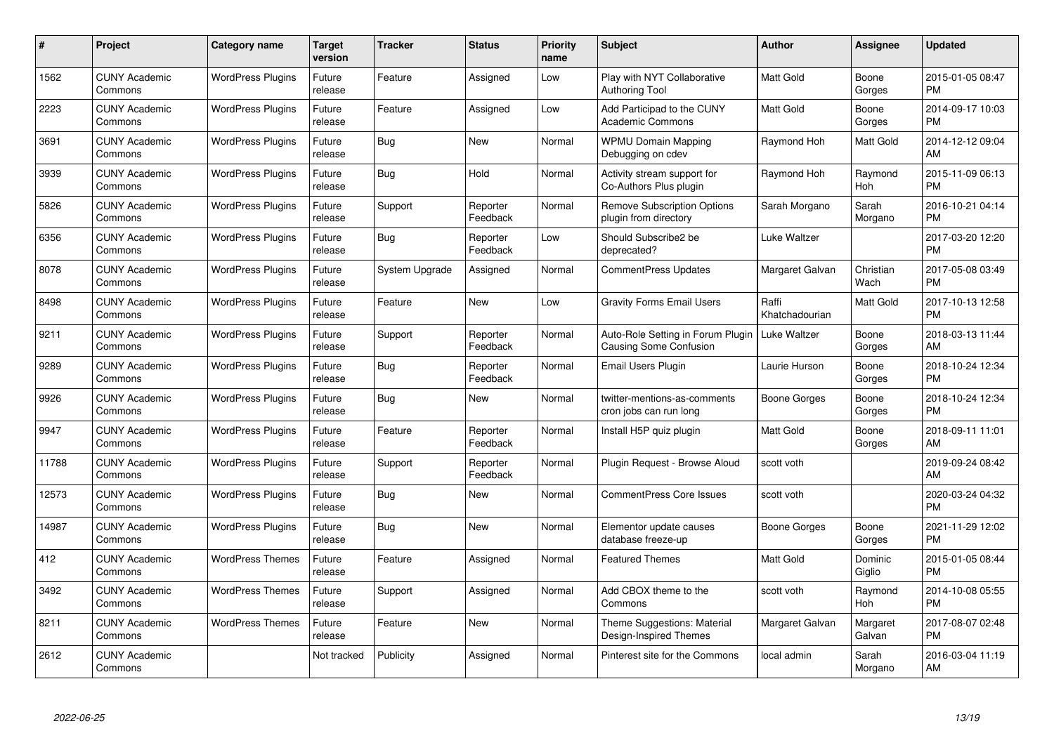| # | Project | Category name | Target version | Tracker | Status | Priority name | Subject | Author | Assignee | Updated |
|---|---|---|---|---|---|---|---|---|---|---|
| 1562 | CUNY Academic Commons | WordPress Plugins | Future release | Feature | Assigned | Low | Play with NYT Collaborative Authoring Tool | Matt Gold | Boone Gorges | 2015-01-05 08:47 PM |
| 2223 | CUNY Academic Commons | WordPress Plugins | Future release | Feature | Assigned | Low | Add Participad to the CUNY Academic Commons | Matt Gold | Boone Gorges | 2014-09-17 10:03 PM |
| 3691 | CUNY Academic Commons | WordPress Plugins | Future release | Bug | New | Normal | WPMU Domain Mapping Debugging on cdev | Raymond Hoh | Matt Gold | 2014-12-12 09:04 AM |
| 3939 | CUNY Academic Commons | WordPress Plugins | Future release | Bug | Hold | Normal | Activity stream support for Co-Authors Plus plugin | Raymond Hoh | Raymond Hoh | 2015-11-09 06:13 PM |
| 5826 | CUNY Academic Commons | WordPress Plugins | Future release | Support | Reporter Feedback | Normal | Remove Subscription Options plugin from directory | Sarah Morgano | Sarah Morgano | 2016-10-21 04:14 PM |
| 6356 | CUNY Academic Commons | WordPress Plugins | Future release | Bug | Reporter Feedback | Low | Should Subscribe2 be deprecated? | Luke Waltzer | | 2017-03-20 12:20 PM |
| 8078 | CUNY Academic Commons | WordPress Plugins | Future release | System Upgrade | Assigned | Normal | CommentPress Updates | Margaret Galvan | Christian Wach | 2017-05-08 03:49 PM |
| 8498 | CUNY Academic Commons | WordPress Plugins | Future release | Feature | New | Low | Gravity Forms Email Users | Raffi Khatchadourian | Matt Gold | 2017-10-13 12:58 PM |
| 9211 | CUNY Academic Commons | WordPress Plugins | Future release | Support | Reporter Feedback | Normal | Auto-Role Setting in Forum Plugin Causing Some Confusion | Luke Waltzer | Boone Gorges | 2018-03-13 11:44 AM |
| 9289 | CUNY Academic Commons | WordPress Plugins | Future release | Bug | Reporter Feedback | Normal | Email Users Plugin | Laurie Hurson | Boone Gorges | 2018-10-24 12:34 PM |
| 9926 | CUNY Academic Commons | WordPress Plugins | Future release | Bug | New | Normal | twitter-mentions-as-comments cron jobs can run long | Boone Gorges | Boone Gorges | 2018-10-24 12:34 PM |
| 9947 | CUNY Academic Commons | WordPress Plugins | Future release | Feature | Reporter Feedback | Normal | Install H5P quiz plugin | Matt Gold | Boone Gorges | 2018-09-11 11:01 AM |
| 11788 | CUNY Academic Commons | WordPress Plugins | Future release | Support | Reporter Feedback | Normal | Plugin Request - Browse Aloud | scott voth | | 2019-09-24 08:42 AM |
| 12573 | CUNY Academic Commons | WordPress Plugins | Future release | Bug | New | Normal | CommentPress Core Issues | scott voth | | 2020-03-24 04:32 PM |
| 14987 | CUNY Academic Commons | WordPress Plugins | Future release | Bug | New | Normal | Elementor update causes database freeze-up | Boone Gorges | Boone Gorges | 2021-11-29 12:02 PM |
| 412 | CUNY Academic Commons | WordPress Themes | Future release | Feature | Assigned | Normal | Featured Themes | Matt Gold | Dominic Giglio | 2015-01-05 08:44 PM |
| 3492 | CUNY Academic Commons | WordPress Themes | Future release | Support | Assigned | Normal | Add CBOX theme to the Commons | scott voth | Raymond Hoh | 2014-10-08 05:55 PM |
| 8211 | CUNY Academic Commons | WordPress Themes | Future release | Feature | New | Normal | Theme Suggestions: Material Design-Inspired Themes | Margaret Galvan | Margaret Galvan | 2017-08-07 02:48 PM |
| 2612 | CUNY Academic Commons | | Not tracked | Publicity | Assigned | Normal | Pinterest site for the Commons | local admin | Sarah Morgano | 2016-03-04 11:19 AM |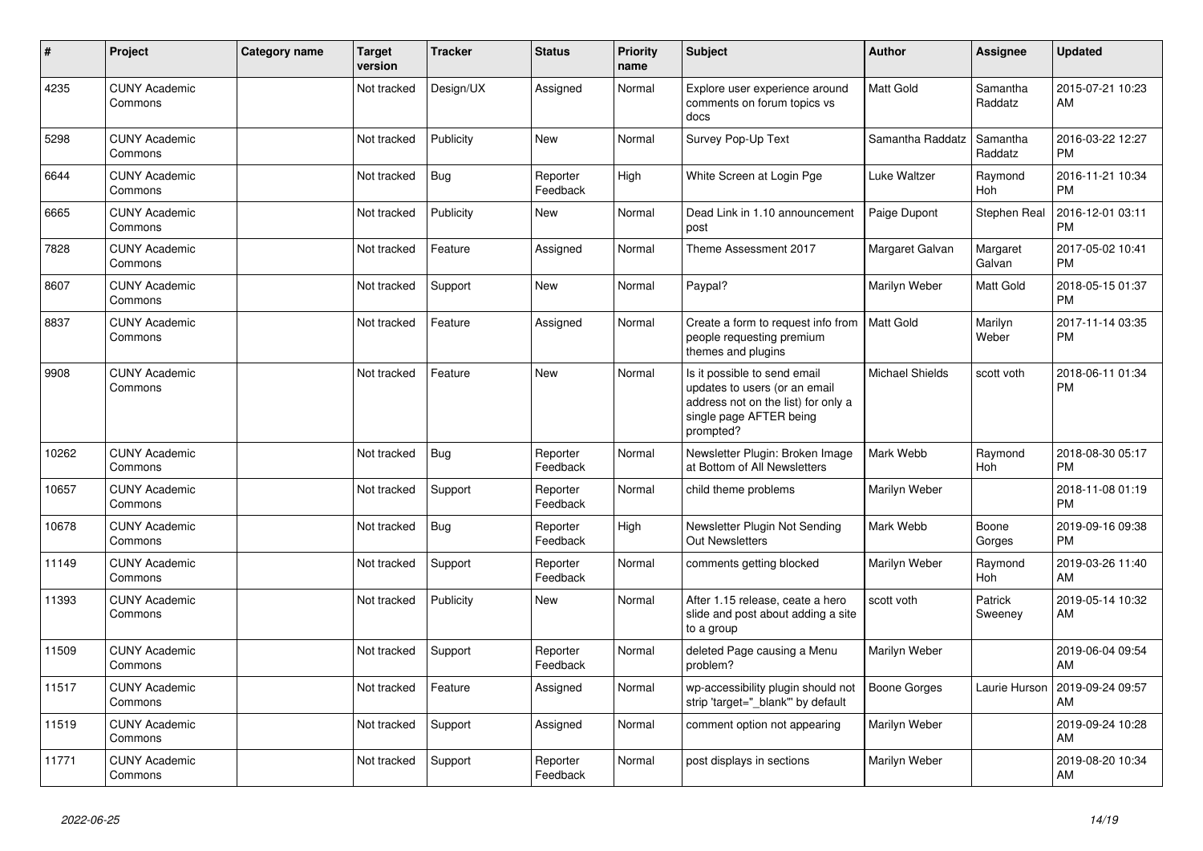| # | Project | Category name | Target version | Tracker | Status | Priority name | Subject | Author | Assignee | Updated |
|---|---|---|---|---|---|---|---|---|---|---|
| 4235 | CUNY Academic Commons | | Not tracked | Design/UX | Assigned | Normal | Explore user experience around comments on forum topics vs docs | Matt Gold | Samantha Raddatz | 2015-07-21 10:23 AM |
| 5298 | CUNY Academic Commons | | Not tracked | Publicity | New | Normal | Survey Pop-Up Text | Samantha Raddatz | Samantha Raddatz | 2016-03-22 12:27 PM |
| 6644 | CUNY Academic Commons | | Not tracked | Bug | Reporter Feedback | High | White Screen at Login Pge | Luke Waltzer | Raymond Hoh | 2016-11-21 10:34 PM |
| 6665 | CUNY Academic Commons | | Not tracked | Publicity | New | Normal | Dead Link in 1.10 announcement post | Paige Dupont | Stephen Real | 2016-12-01 03:11 PM |
| 7828 | CUNY Academic Commons | | Not tracked | Feature | Assigned | Normal | Theme Assessment 2017 | Margaret Galvan | Margaret Galvan | 2017-05-02 10:41 PM |
| 8607 | CUNY Academic Commons | | Not tracked | Support | New | Normal | Paypal? | Marilyn Weber | Matt Gold | 2018-05-15 01:37 PM |
| 8837 | CUNY Academic Commons | | Not tracked | Feature | Assigned | Normal | Create a form to request info from people requesting premium themes and plugins | Matt Gold | Marilyn Weber | 2017-11-14 03:35 PM |
| 9908 | CUNY Academic Commons | | Not tracked | Feature | New | Normal | Is it possible to send email updates to users (or an email address not on the list) for only a single page AFTER being prompted? | Michael Shields | scott voth | 2018-06-11 01:34 PM |
| 10262 | CUNY Academic Commons | | Not tracked | Bug | Reporter Feedback | Normal | Newsletter Plugin: Broken Image at Bottom of All Newsletters | Mark Webb | Raymond Hoh | 2018-08-30 05:17 PM |
| 10657 | CUNY Academic Commons | | Not tracked | Support | Reporter Feedback | Normal | child theme problems | Marilyn Weber | | 2018-11-08 01:19 PM |
| 10678 | CUNY Academic Commons | | Not tracked | Bug | Reporter Feedback | High | Newsletter Plugin Not Sending Out Newsletters | Mark Webb | Boone Gorges | 2019-09-16 09:38 PM |
| 11149 | CUNY Academic Commons | | Not tracked | Support | Reporter Feedback | Normal | comments getting blocked | Marilyn Weber | Raymond Hoh | 2019-03-26 11:40 AM |
| 11393 | CUNY Academic Commons | | Not tracked | Publicity | New | Normal | After 1.15 release, ceate a hero slide and post about adding a site to a group | scott voth | Patrick Sweeney | 2019-05-14 10:32 AM |
| 11509 | CUNY Academic Commons | | Not tracked | Support | Reporter Feedback | Normal | deleted Page causing a Menu problem? | Marilyn Weber | | 2019-06-04 09:54 AM |
| 11517 | CUNY Academic Commons | | Not tracked | Feature | Assigned | Normal | wp-accessibility plugin should not strip 'target="_blank"' by default | Boone Gorges | Laurie Hurson | 2019-09-24 09:57 AM |
| 11519 | CUNY Academic Commons | | Not tracked | Support | Assigned | Normal | comment option not appearing | Marilyn Weber | | 2019-09-24 10:28 AM |
| 11771 | CUNY Academic Commons | | Not tracked | Support | Reporter Feedback | Normal | post displays in sections | Marilyn Weber | | 2019-08-20 10:34 AM |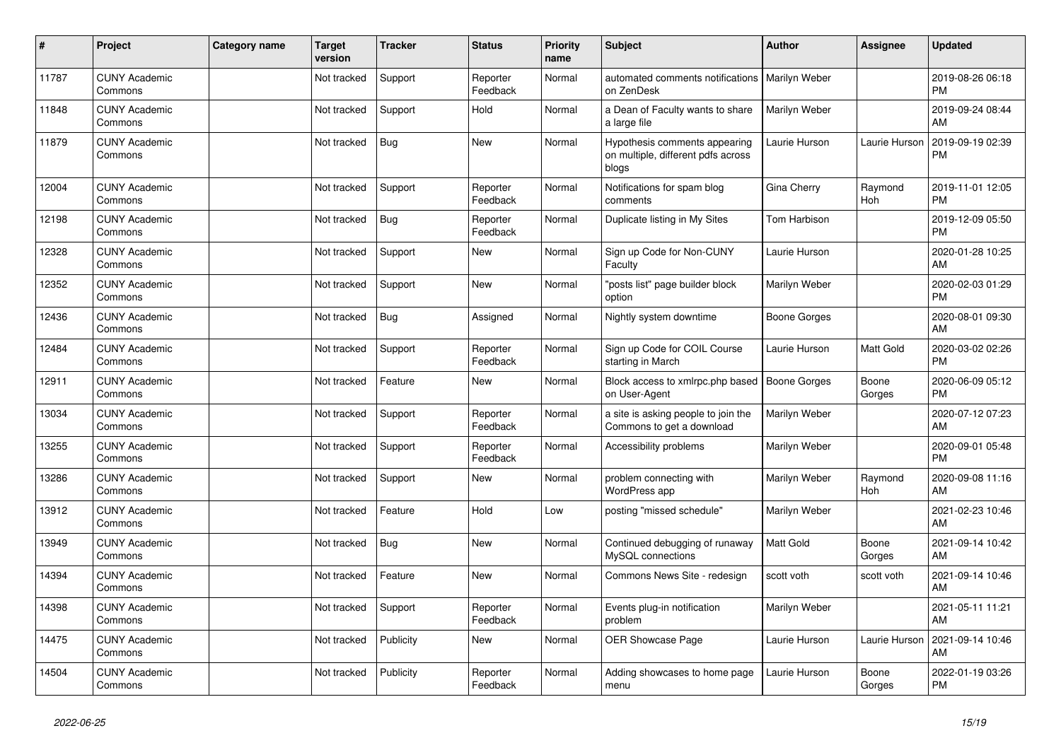| # | Project | Category name | Target version | Tracker | Status | Priority name | Subject | Author | Assignee | Updated |
|---|---|---|---|---|---|---|---|---|---|---|
| 11787 | CUNY Academic Commons | | Not tracked | Support | Reporter Feedback | Normal | automated comments notifications on ZenDesk | Marilyn Weber | | 2019-08-26 06:18 PM |
| 11848 | CUNY Academic Commons | | Not tracked | Support | Hold | Normal | a Dean of Faculty wants to share a large file | Marilyn Weber | | 2019-09-24 08:44 AM |
| 11879 | CUNY Academic Commons | | Not tracked | Bug | New | Normal | Hypothesis comments appearing on multiple, different pdfs across blogs | Laurie Hurson | Laurie Hurson | 2019-09-19 02:39 PM |
| 12004 | CUNY Academic Commons | | Not tracked | Support | Reporter Feedback | Normal | Notifications for spam blog comments | Gina Cherry | Raymond Hoh | 2019-11-01 12:05 PM |
| 12198 | CUNY Academic Commons | | Not tracked | Bug | Reporter Feedback | Normal | Duplicate listing in My Sites | Tom Harbison | | 2019-12-09 05:50 PM |
| 12328 | CUNY Academic Commons | | Not tracked | Support | New | Normal | Sign up Code for Non-CUNY Faculty | Laurie Hurson | | 2020-01-28 10:25 AM |
| 12352 | CUNY Academic Commons | | Not tracked | Support | New | Normal | "posts list" page builder block option | Marilyn Weber | | 2020-02-03 01:29 PM |
| 12436 | CUNY Academic Commons | | Not tracked | Bug | Assigned | Normal | Nightly system downtime | Boone Gorges | | 2020-08-01 09:30 AM |
| 12484 | CUNY Academic Commons | | Not tracked | Support | Reporter Feedback | Normal | Sign up Code for COIL Course starting in March | Laurie Hurson | Matt Gold | 2020-03-02 02:26 PM |
| 12911 | CUNY Academic Commons | | Not tracked | Feature | New | Normal | Block access to xmlrpc.php based on User-Agent | Boone Gorges | Boone Gorges | 2020-06-09 05:12 PM |
| 13034 | CUNY Academic Commons | | Not tracked | Support | Reporter Feedback | Normal | a site is asking people to join the Commons to get a download | Marilyn Weber | | 2020-07-12 07:23 AM |
| 13255 | CUNY Academic Commons | | Not tracked | Support | Reporter Feedback | Normal | Accessibility problems | Marilyn Weber | | 2020-09-01 05:48 PM |
| 13286 | CUNY Academic Commons | | Not tracked | Support | New | Normal | problem connecting with WordPress app | Marilyn Weber | Raymond Hoh | 2020-09-08 11:16 AM |
| 13912 | CUNY Academic Commons | | Not tracked | Feature | Hold | Low | posting "missed schedule" | Marilyn Weber | | 2021-02-23 10:46 AM |
| 13949 | CUNY Academic Commons | | Not tracked | Bug | New | Normal | Continued debugging of runaway MySQL connections | Matt Gold | Boone Gorges | 2021-09-14 10:42 AM |
| 14394 | CUNY Academic Commons | | Not tracked | Feature | New | Normal | Commons News Site - redesign | scott voth | scott voth | 2021-09-14 10:46 AM |
| 14398 | CUNY Academic Commons | | Not tracked | Support | Reporter Feedback | Normal | Events plug-in notification problem | Marilyn Weber | | 2021-05-11 11:21 AM |
| 14475 | CUNY Academic Commons | | Not tracked | Publicity | New | Normal | OER Showcase Page | Laurie Hurson | Laurie Hurson | 2021-09-14 10:46 AM |
| 14504 | CUNY Academic Commons | | Not tracked | Publicity | Reporter Feedback | Normal | Adding showcases to home page menu | Laurie Hurson | Boone Gorges | 2022-01-19 03:26 PM |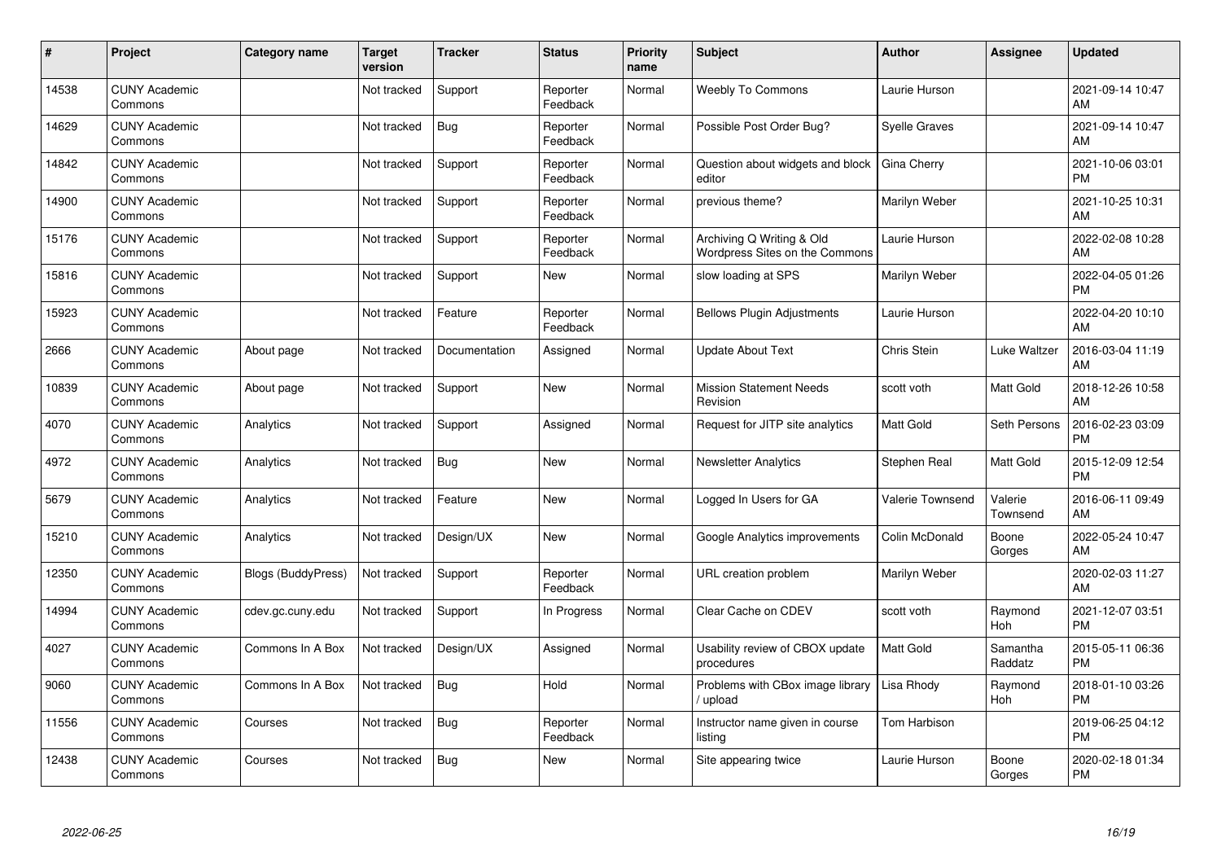| # | Project | Category name | Target version | Tracker | Status | Priority name | Subject | Author | Assignee | Updated |
|---|---|---|---|---|---|---|---|---|---|---|
| 14538 | CUNY Academic Commons | | Not tracked | Support | Reporter Feedback | Normal | Weebly To Commons | Laurie Hurson | | 2021-09-14 10:47 AM |
| 14629 | CUNY Academic Commons | | Not tracked | Bug | Reporter Feedback | Normal | Possible Post Order Bug? | Syelle Graves | | 2021-09-14 10:47 AM |
| 14842 | CUNY Academic Commons | | Not tracked | Support | Reporter Feedback | Normal | Question about widgets and block editor | Gina Cherry | | 2021-10-06 03:01 PM |
| 14900 | CUNY Academic Commons | | Not tracked | Support | Reporter Feedback | Normal | previous theme? | Marilyn Weber | | 2021-10-25 10:31 AM |
| 15176 | CUNY Academic Commons | | Not tracked | Support | Reporter Feedback | Normal | Archiving Q Writing & Old Wordpress Sites on the Commons | Laurie Hurson | | 2022-02-08 10:28 AM |
| 15816 | CUNY Academic Commons | | Not tracked | Support | New | Normal | slow loading at SPS | Marilyn Weber | | 2022-04-05 01:26 PM |
| 15923 | CUNY Academic Commons | | Not tracked | Feature | Reporter Feedback | Normal | Bellows Plugin Adjustments | Laurie Hurson | | 2022-04-20 10:10 AM |
| 2666 | CUNY Academic Commons | About page | Not tracked | Documentation | Assigned | Normal | Update About Text | Chris Stein | Luke Waltzer | 2016-03-04 11:19 AM |
| 10839 | CUNY Academic Commons | About page | Not tracked | Support | New | Normal | Mission Statement Needs Revision | scott voth | Matt Gold | 2018-12-26 10:58 AM |
| 4070 | CUNY Academic Commons | Analytics | Not tracked | Support | Assigned | Normal | Request for JITP site analytics | Matt Gold | Seth Persons | 2016-02-23 03:09 PM |
| 4972 | CUNY Academic Commons | Analytics | Not tracked | Bug | New | Normal | Newsletter Analytics | Stephen Real | Matt Gold | 2015-12-09 12:54 PM |
| 5679 | CUNY Academic Commons | Analytics | Not tracked | Feature | New | Normal | Logged In Users for GA | Valerie Townsend | Valerie Townsend | 2016-06-11 09:49 AM |
| 15210 | CUNY Academic Commons | Analytics | Not tracked | Design/UX | New | Normal | Google Analytics improvements | Colin McDonald | Boone Gorges | 2022-05-24 10:47 AM |
| 12350 | CUNY Academic Commons | Blogs (BuddyPress) | Not tracked | Support | Reporter Feedback | Normal | URL creation problem | Marilyn Weber | | 2020-02-03 11:27 AM |
| 14994 | CUNY Academic Commons | cdev.gc.cuny.edu | Not tracked | Support | In Progress | Normal | Clear Cache on CDEV | scott voth | Raymond Hoh | 2021-12-07 03:51 PM |
| 4027 | CUNY Academic Commons | Commons In A Box | Not tracked | Design/UX | Assigned | Normal | Usability review of CBOX update procedures | Matt Gold | Samantha Raddatz | 2015-05-11 06:36 PM |
| 9060 | CUNY Academic Commons | Commons In A Box | Not tracked | Bug | Hold | Normal | Problems with CBox image library / upload | Lisa Rhody | Raymond Hoh | 2018-01-10 03:26 PM |
| 11556 | CUNY Academic Commons | Courses | Not tracked | Bug | Reporter Feedback | Normal | Instructor name given in course listing | Tom Harbison | | 2019-06-25 04:12 PM |
| 12438 | CUNY Academic Commons | Courses | Not tracked | Bug | New | Normal | Site appearing twice | Laurie Hurson | Boone Gorges | 2020-02-18 01:34 PM |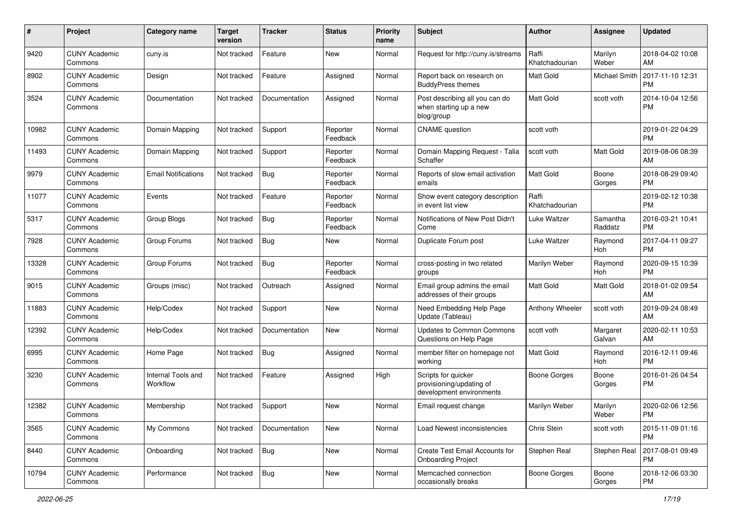| # | Project | Category name | Target version | Tracker | Status | Priority name | Subject | Author | Assignee | Updated |
|---|---|---|---|---|---|---|---|---|---|---|
| 9420 | CUNY Academic Commons | cuny.is | Not tracked | Feature | New | Normal | Request for http://cuny.is/streams | Raffi Khatchadourian | Marilyn Weber | 2018-04-02 10:08 AM |
| 8902 | CUNY Academic Commons | Design | Not tracked | Feature | Assigned | Normal | Report back on research on BuddyPress themes | Matt Gold | Michael Smith | 2017-11-10 12:31 PM |
| 3524 | CUNY Academic Commons | Documentation | Not tracked | Documentation | Assigned | Normal | Post describing all you can do when starting up a new blog/group | Matt Gold | scott voth | 2014-10-04 12:56 PM |
| 10982 | CUNY Academic Commons | Domain Mapping | Not tracked | Support | Reporter Feedback | Normal | CNAME question | scott voth | | 2019-01-22 04:29 PM |
| 11493 | CUNY Academic Commons | Domain Mapping | Not tracked | Support | Reporter Feedback | Normal | Domain Mapping Request - Talia Schaffer | scott voth | Matt Gold | 2019-08-06 08:39 AM |
| 9979 | CUNY Academic Commons | Email Notifications | Not tracked | Bug | Reporter Feedback | Normal | Reports of slow email activation emails | Matt Gold | Boone Gorges | 2018-08-29 09:40 PM |
| 11077 | CUNY Academic Commons | Events | Not tracked | Feature | Reporter Feedback | Normal | Show event category description in event list view | Raffi Khatchadourian | | 2019-02-12 10:38 PM |
| 5317 | CUNY Academic Commons | Group Blogs | Not tracked | Bug | Reporter Feedback | Normal | Notifications of New Post Didn't Come | Luke Waltzer | Samantha Raddatz | 2016-03-21 10:41 PM |
| 7928 | CUNY Academic Commons | Group Forums | Not tracked | Bug | New | Normal | Duplicate Forum post | Luke Waltzer | Raymond Hoh | 2017-04-11 09:27 PM |
| 13328 | CUNY Academic Commons | Group Forums | Not tracked | Bug | Reporter Feedback | Normal | cross-posting in two related groups | Marilyn Weber | Raymond Hoh | 2020-09-15 10:39 PM |
| 9015 | CUNY Academic Commons | Groups (misc) | Not tracked | Outreach | Assigned | Normal | Email group admins the email addresses of their groups | Matt Gold | Matt Gold | 2018-01-02 09:54 AM |
| 11883 | CUNY Academic Commons | Help/Codex | Not tracked | Support | New | Normal | Need Embedding Help Page Update (Tableau) | Anthony Wheeler | scott voth | 2019-09-24 08:49 AM |
| 12392 | CUNY Academic Commons | Help/Codex | Not tracked | Documentation | New | Normal | Updates to Common Commons Questions on Help Page | scott voth | Margaret Galvan | 2020-02-11 10:53 AM |
| 6995 | CUNY Academic Commons | Home Page | Not tracked | Bug | Assigned | Normal | member filter on homepage not working | Matt Gold | Raymond Hoh | 2016-12-11 09:46 PM |
| 3230 | CUNY Academic Commons | Internal Tools and Workflow | Not tracked | Feature | Assigned | High | Scripts for quicker provisioning/updating of development environments | Boone Gorges | Boone Gorges | 2016-01-26 04:54 PM |
| 12382 | CUNY Academic Commons | Membership | Not tracked | Support | New | Normal | Email request change | Marilyn Weber | Marilyn Weber | 2020-02-06 12:56 PM |
| 3565 | CUNY Academic Commons | My Commons | Not tracked | Documentation | New | Normal | Load Newest inconsistencies | Chris Stein | scott voth | 2015-11-09 01:16 PM |
| 8440 | CUNY Academic Commons | Onboarding | Not tracked | Bug | New | Normal | Create Test Email Accounts for Onboarding Project | Stephen Real | Stephen Real | 2017-08-01 09:49 PM |
| 10794 | CUNY Academic Commons | Performance | Not tracked | Bug | New | Normal | Memcached connection occasionally breaks | Boone Gorges | Boone Gorges | 2018-12-06 03:30 PM |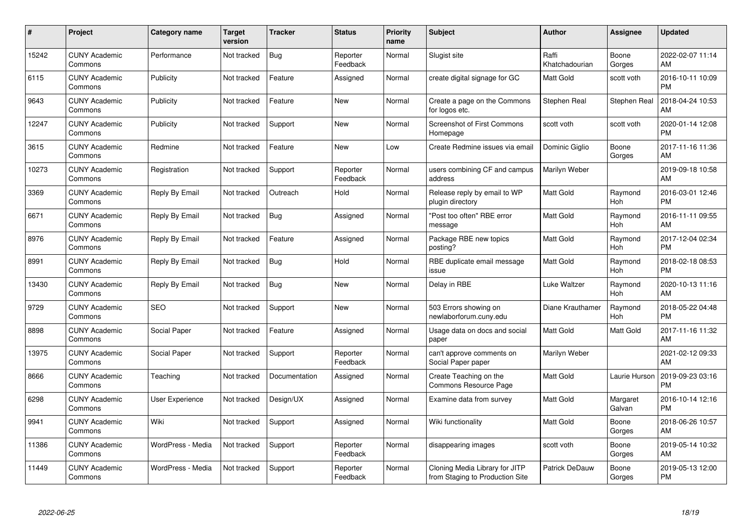| # | Project | Category name | Target version | Tracker | Status | Priority name | Subject | Author | Assignee | Updated |
|---|---|---|---|---|---|---|---|---|---|---|
| 15242 | CUNY Academic Commons | Performance | Not tracked | Bug | Reporter Feedback | Normal | Slugist site | Raffi Khatchadourian | Boone Gorges | 2022-02-07 11:14 AM |
| 6115 | CUNY Academic Commons | Publicity | Not tracked | Feature | Assigned | Normal | create digital signage for GC | Matt Gold | scott voth | 2016-10-11 10:09 PM |
| 9643 | CUNY Academic Commons | Publicity | Not tracked | Feature | New | Normal | Create a page on the Commons for logos etc. | Stephen Real | Stephen Real | 2018-04-24 10:53 AM |
| 12247 | CUNY Academic Commons | Publicity | Not tracked | Support | New | Normal | Screenshot of First Commons Homepage | scott voth | scott voth | 2020-01-14 12:08 PM |
| 3615 | CUNY Academic Commons | Redmine | Not tracked | Feature | New | Low | Create Redmine issues via email | Dominic Giglio | Boone Gorges | 2017-11-16 11:36 AM |
| 10273 | CUNY Academic Commons | Registration | Not tracked | Support | Reporter Feedback | Normal | users combining CF and campus address | Marilyn Weber | | 2019-09-18 10:58 AM |
| 3369 | CUNY Academic Commons | Reply By Email | Not tracked | Outreach | Hold | Normal | Release reply by email to WP plugin directory | Matt Gold | Raymond Hoh | 2016-03-01 12:46 PM |
| 6671 | CUNY Academic Commons | Reply By Email | Not tracked | Bug | Assigned | Normal | "Post too often" RBE error message | Matt Gold | Raymond Hoh | 2016-11-11 09:55 AM |
| 8976 | CUNY Academic Commons | Reply By Email | Not tracked | Feature | Assigned | Normal | Package RBE new topics posting? | Matt Gold | Raymond Hoh | 2017-12-04 02:34 PM |
| 8991 | CUNY Academic Commons | Reply By Email | Not tracked | Bug | Hold | Normal | RBE duplicate email message issue | Matt Gold | Raymond Hoh | 2018-02-18 08:53 PM |
| 13430 | CUNY Academic Commons | Reply By Email | Not tracked | Bug | New | Normal | Delay in RBE | Luke Waltzer | Raymond Hoh | 2020-10-13 11:16 AM |
| 9729 | CUNY Academic Commons | SEO | Not tracked | Support | New | Normal | 503 Errors showing on newlaborforum.cuny.edu | Diane Krauthamer | Raymond Hoh | 2018-05-22 04:48 PM |
| 8898 | CUNY Academic Commons | Social Paper | Not tracked | Feature | Assigned | Normal | Usage data on docs and social paper | Matt Gold | Matt Gold | 2017-11-16 11:32 AM |
| 13975 | CUNY Academic Commons | Social Paper | Not tracked | Support | Reporter Feedback | Normal | can't approve comments on Social Paper paper | Marilyn Weber | | 2021-02-12 09:33 AM |
| 8666 | CUNY Academic Commons | Teaching | Not tracked | Documentation | Assigned | Normal | Create Teaching on the Commons Resource Page | Matt Gold | Laurie Hurson | 2019-09-23 03:16 PM |
| 6298 | CUNY Academic Commons | User Experience | Not tracked | Design/UX | Assigned | Normal | Examine data from survey | Matt Gold | Margaret Galvan | 2016-10-14 12:16 PM |
| 9941 | CUNY Academic Commons | Wiki | Not tracked | Support | Assigned | Normal | Wiki functionality | Matt Gold | Boone Gorges | 2018-06-26 10:57 AM |
| 11386 | CUNY Academic Commons | WordPress - Media | Not tracked | Support | Reporter Feedback | Normal | disappearing images | scott voth | Boone Gorges | 2019-05-14 10:32 AM |
| 11449 | CUNY Academic Commons | WordPress - Media | Not tracked | Support | Reporter Feedback | Normal | Cloning Media Library for JITP from Staging to Production Site | Patrick DeDauw | Boone Gorges | 2019-05-13 12:00 PM |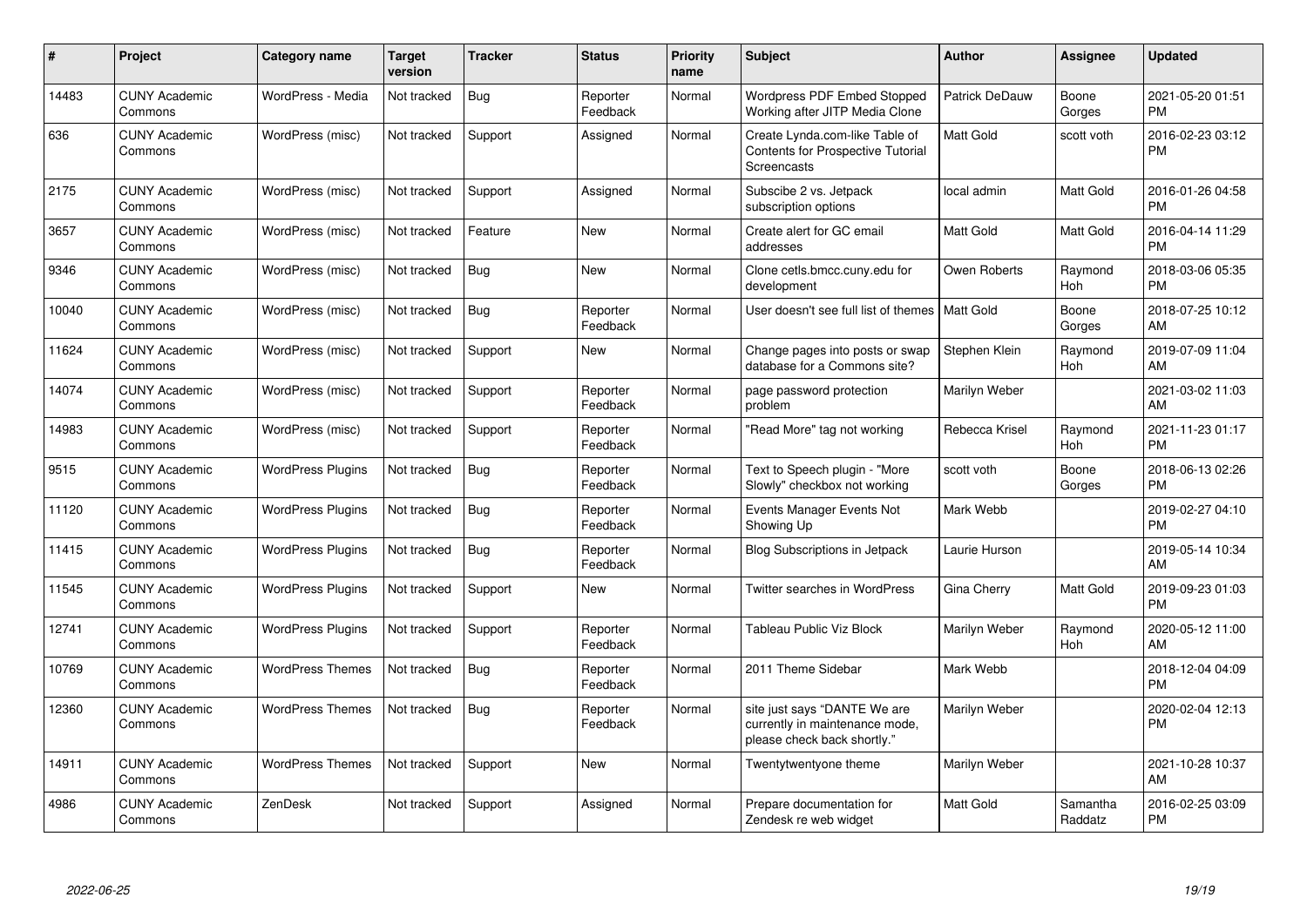| # | Project | Category name | Target version | Tracker | Status | Priority name | Subject | Author | Assignee | Updated |
|---|---|---|---|---|---|---|---|---|---|---|
| 14483 | CUNY Academic Commons | WordPress - Media | Not tracked | Bug | Reporter Feedback | Normal | Wordpress PDF Embed Stopped Working after JITP Media Clone | Patrick DeDauw | Boone Gorges | 2021-05-20 01:51 PM |
| 636 | CUNY Academic Commons | WordPress (misc) | Not tracked | Support | Assigned | Normal | Create Lynda.com-like Table of Contents for Prospective Tutorial Screencasts | Matt Gold | scott voth | 2016-02-23 03:12 PM |
| 2175 | CUNY Academic Commons | WordPress (misc) | Not tracked | Support | Assigned | Normal | Subscibe 2 vs. Jetpack subscription options | local admin | Matt Gold | 2016-01-26 04:58 PM |
| 3657 | CUNY Academic Commons | WordPress (misc) | Not tracked | Feature | New | Normal | Create alert for GC email addresses | Matt Gold | Matt Gold | 2016-04-14 11:29 PM |
| 9346 | CUNY Academic Commons | WordPress (misc) | Not tracked | Bug | New | Normal | Clone cetls.bmcc.cuny.edu for development | Owen Roberts | Raymond Hoh | 2018-03-06 05:35 PM |
| 10040 | CUNY Academic Commons | WordPress (misc) | Not tracked | Bug | Reporter Feedback | Normal | User doesn't see full list of themes | Matt Gold | Boone Gorges | 2018-07-25 10:12 AM |
| 11624 | CUNY Academic Commons | WordPress (misc) | Not tracked | Support | New | Normal | Change pages into posts or swap database for a Commons site? | Stephen Klein | Raymond Hoh | 2019-07-09 11:04 AM |
| 14074 | CUNY Academic Commons | WordPress (misc) | Not tracked | Support | Reporter Feedback | Normal | page password protection problem | Marilyn Weber | | 2021-03-02 11:03 AM |
| 14983 | CUNY Academic Commons | WordPress (misc) | Not tracked | Support | Reporter Feedback | Normal | "Read More" tag not working | Rebecca Krisel | Raymond Hoh | 2021-11-23 01:17 PM |
| 9515 | CUNY Academic Commons | WordPress Plugins | Not tracked | Bug | Reporter Feedback | Normal | Text to Speech plugin - "More Slowly" checkbox not working | scott voth | Boone Gorges | 2018-06-13 02:26 PM |
| 11120 | CUNY Academic Commons | WordPress Plugins | Not tracked | Bug | Reporter Feedback | Normal | Events Manager Events Not Showing Up | Mark Webb | | 2019-02-27 04:10 PM |
| 11415 | CUNY Academic Commons | WordPress Plugins | Not tracked | Bug | Reporter Feedback | Normal | Blog Subscriptions in Jetpack | Laurie Hurson | | 2019-05-14 10:34 AM |
| 11545 | CUNY Academic Commons | WordPress Plugins | Not tracked | Support | New | Normal | Twitter searches in WordPress | Gina Cherry | Matt Gold | 2019-09-23 01:03 PM |
| 12741 | CUNY Academic Commons | WordPress Plugins | Not tracked | Support | Reporter Feedback | Normal | Tableau Public Viz Block | Marilyn Weber | Raymond Hoh | 2020-05-12 11:00 AM |
| 10769 | CUNY Academic Commons | WordPress Themes | Not tracked | Bug | Reporter Feedback | Normal | 2011 Theme Sidebar | Mark Webb | | 2018-12-04 04:09 PM |
| 12360 | CUNY Academic Commons | WordPress Themes | Not tracked | Bug | Reporter Feedback | Normal | site just says "DANTE We are currently in maintenance mode, please check back shortly." | Marilyn Weber | | 2020-02-04 12:13 PM |
| 14911 | CUNY Academic Commons | WordPress Themes | Not tracked | Support | New | Normal | Twentytwentyone theme | Marilyn Weber | | 2021-10-28 10:37 AM |
| 4986 | CUNY Academic Commons | ZenDesk | Not tracked | Support | Assigned | Normal | Prepare documentation for Zendesk re web widget | Matt Gold | Samantha Raddatz | 2016-02-25 03:09 PM |